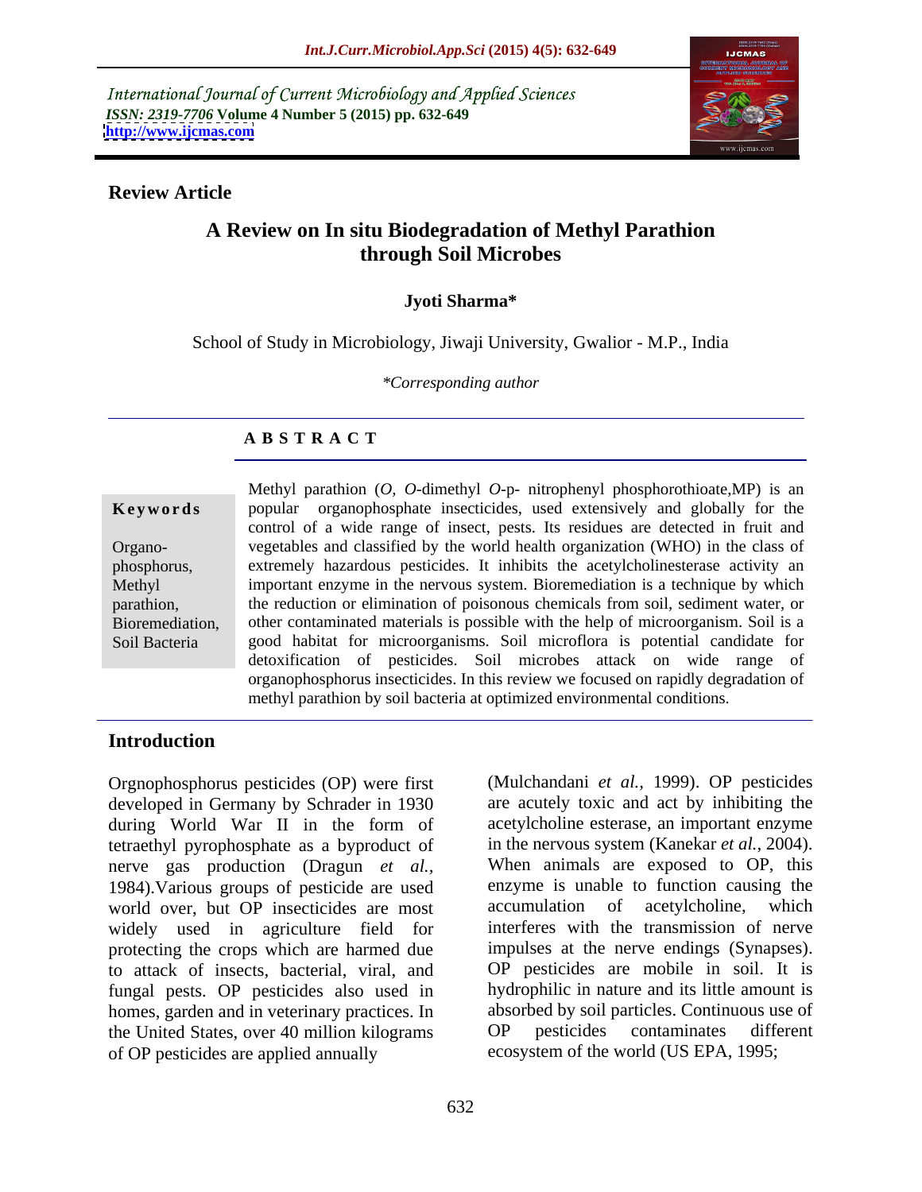*International Journal of Current Microbiology and Applied Sciences*
*ISSN: 2319-7706* **Volume 4 Number 5 (2015) pp. 632-649**
**http://www.ijcmas.com**

**Review Article**

# A Review on In situ Biodegradation of Methyl Parathion through Soil Microbes

**Jyoti Sharma***

School of Study in Microbiology, Jiwaji University, Gwalior - M.P., India

*\*Corresponding author*

## A B S T R A C T

**Keywords**

Organo-phosphorus, Methyl parathion, Bioremediation, Soil Bacteria

Methyl parathion (*O, O*-dimethyl *O*-p- nitrophenyl phosphorothioate,MP) is an popular organophosphate insecticides, used extensively and globally for the control of a wide range of insect, pests. Its residues are detected in fruit and vegetables and classified by the world health organization (WHO) in the class of extremely hazardous pesticides. It inhibits the acetylcholinesterase activity an important enzyme in the nervous system. Bioremediation is a technique by which the reduction or elimination of poisonous chemicals from soil, sediment water, or other contaminated materials is possible with the help of microorganism. Soil is a good habitat for microorganisms. Soil microflora is potential candidate for detoxification of pesticides. Soil microbes attack on wide range of organophosphorus insecticides. In this review we focused on rapidly degradation of methyl parathion by soil bacteria at optimized environmental conditions.

## Introduction

Orgnophosphorus pesticides (OP) were first developed in Germany by Schrader in 1930 during World War II in the form of tetraethyl pyrophosphate as a byproduct of nerve gas production (Dragun *et al.,* 1984).Various groups of pesticide are used world over, but OP insecticides are most widely used in agriculture field for protecting the crops which are harmed due to attack of insects, bacterial, viral, and fungal pests. OP pesticides also used in homes, garden and in veterinary practices. In the United States, over 40 million kilograms of OP pesticides are applied annually (Mulchandani *et al.,* 1999). OP pesticides are acutely toxic and act by inhibiting the acetylcholine esterase, an important enzyme in the nervous system (Kanekar *et al.,* 2004). When animals are exposed to OP, this enzyme is unable to function causing the accumulation of acetylcholine, which interferes with the transmission of nerve impulses at the nerve endings (Synapses). OP pesticides are mobile in soil. It is hydrophilic in nature and its little amount is absorbed by soil particles. Continuous use of OP pesticides contaminates different ecosystem of the world (US EPA, 1995;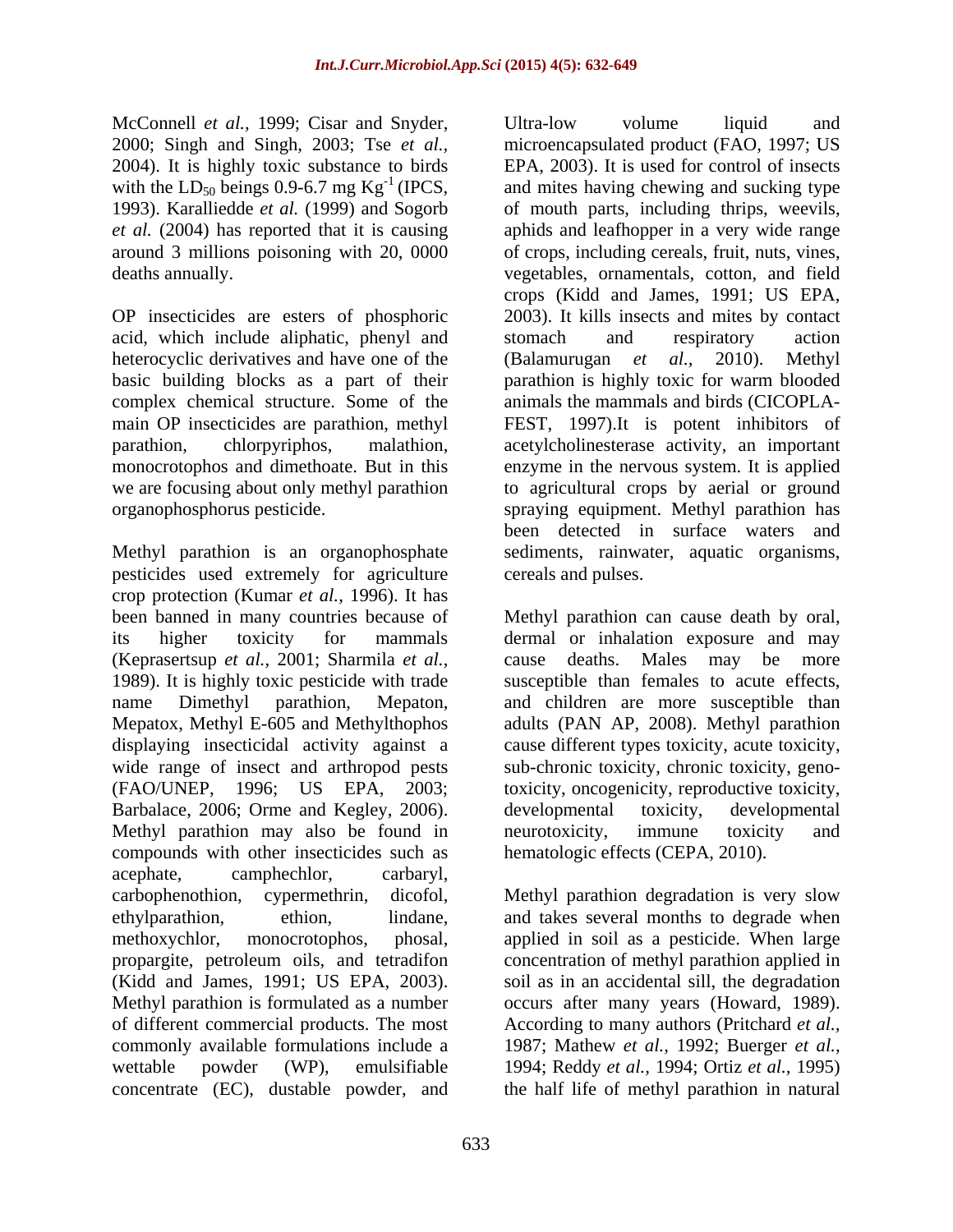McConnell *et al.,* 1999; Cisar and Snyder, 2000; Singh and Singh, 2003; Tse *et al.,* 2004). It is highly toxic substance to birds with the $LD_{50}$ beings 0.9-6.7 mg $Kg^{-1}$ (IPCS, 1993). Karalliedde *et al.* (1999) and Sogorb *et al.* (2004) has reported that it is causing around 3 millions poisoning with 20, 0000 deaths annually.

OP insecticides are esters of phosphoric acid, which include aliphatic, phenyl and heterocyclic derivatives and have one of the basic building blocks as a part of their complex chemical structure. Some of the main OP insecticides are parathion, methyl parathion, chlorpyriphos, malathion, monocrotophos and dimethoate. But in this we are focusing about only methyl parathion organophosphorus pesticide.

Methyl parathion is an organophosphate pesticides used extremely for agriculture crop protection (Kumar *et al.,* 1996). It has been banned in many countries because of its higher toxicity for mammals (Keprasertsup *et al.*, 2001; Sharmila *et al.,* 1989). It is highly toxic pesticide with trade name Dimethyl parathion, Mepaton, Mepatox, Methyl E-605 and Methylthophos displaying insecticidal activity against a wide range of insect and arthropod pests (FAO/UNEP, 1996; US EPA, 2003; Barbalace, 2006; Orme and Kegley, 2006). Methyl parathion may also be found in compounds with other insecticides such as acephate, camphechlor, carbaryl, carbophenothion, cypermethrin, dicofol, ethylparathion, ethion, lindane, methoxychlor, monocrotophos, phosal, propargite, petroleum oils, and tetradifon (Kidd and James, 1991; US EPA, 2003). Methyl parathion is formulated as a number of different commercial products. The most commonly available formulations include a wettable powder (WP), emulsifiable concentrate (EC), dustable powder, and Ultra-low volume liquid and microencapsulated product (FAO, 1997; US EPA, 2003). It is used for control of insects and mites having chewing and sucking type of mouth parts, including thrips, weevils, aphids and leafhopper in a very wide range of crops, including cereals, fruit, nuts, vines, vegetables, ornamentals, cotton, and field crops (Kidd and James, 1991; US EPA, 2003). It kills insects and mites by contact stomach and respiratory action (Balamurugan *et al.,* 2010). Methyl parathion is highly toxic for warm blooded animals the mammals and birds (CICOPLA-FEST, 1997).It is potent inhibitors of acetylcholinesterase activity, an important enzyme in the nervous system. It is applied to agricultural crops by aerial or ground spraying equipment. Methyl parathion has been detected in surface waters and sediments, rainwater, aquatic organisms, cereals and pulses.

Methyl parathion can cause death by oral, dermal or inhalation exposure and may cause deaths. Males may be more susceptible than females to acute effects, and children are more susceptible than adults (PAN AP, 2008). Methyl parathion cause different types toxicity, acute toxicity, sub-chronic toxicity, chronic toxicity, geno-toxicity, oncogenicity, reproductive toxicity, developmental toxicity, developmental neurotoxicity, immune toxicity and hematologic effects (CEPA, 2010).

Methyl parathion degradation is very slow and takes several months to degrade when applied in soil as a pesticide. When large concentration of methyl parathion applied in soil as in an accidental sill, the degradation occurs after many years (Howard, 1989). According to many authors (Pritchard *et al.,* 1987; Mathew *et al.,* 1992; Buerger *et al.,* 1994; Reddy *et al.,* 1994; Ortiz *et al.,* 1995) the half life of methyl parathion in natural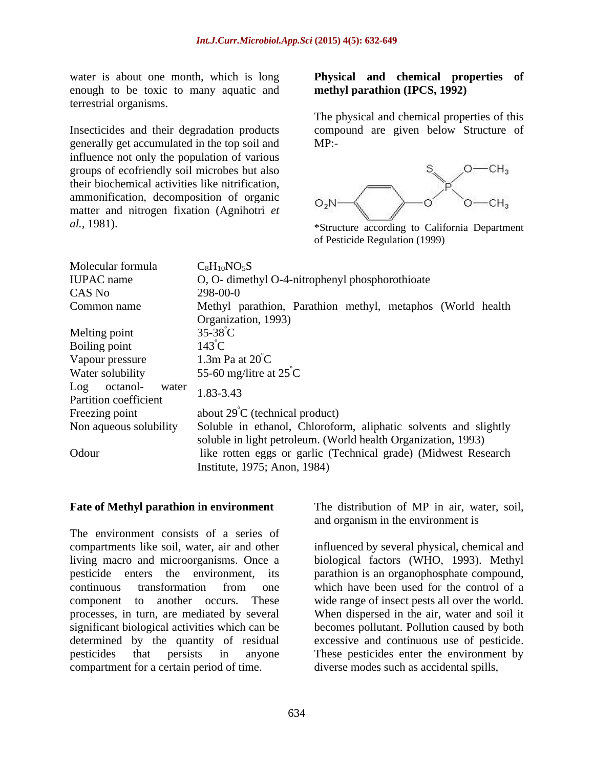water is about one month, which is long enough to be toxic to many aquatic and terrestrial organisms.

Insecticides and their degradation products generally get accumulated in the top soil and influence not only the population of various groups of ecofriendly soil microbes but also their biochemical activities like nitrification, ammonification, decomposition of organic matter and nitrogen fixation (Agnihotri *et al.*, 1981).

**Physical and chemical properties of methyl parathion (IPCS, 1992)**

The physical and chemical properties of this compound are given below Structure of MP:-

*Structure according to California Department of Pesticide Regulation (1999)

| | |
|---|---|
| Molecular formula | $C_8H_{10}NO_5S$ |
| IUPAC name | O, O- dimethyl O-4-nitrophenyl phosphorothioate |
| CAS No | 298-00-0 |
| Common name | Methyl parathion, Parathion methyl, metaphos (World health Organization, 1993) |
| Melting point | 35-38°C |
| Boiling point | 143°C |
| Vapour pressure | 1.3m Pa at 20°C |
| Water solubility | 55-60 mg/litre at 25°C |
| Log octanol- water Partition coefficient | 1.83-3.43 |
| Freezing point | about 29°C (technical product) |
| Non aqueous solubility | Soluble in ethanol, Chloroform, aliphatic solvents and slightly soluble in light petroleum. (World health Organization, 1993) |
| Odour | like rotten eggs or garlic (Technical grade) (Midwest Research Institute, 1975; Anon, 1984) |

**Fate of Methyl parathion in environment**

The environment consists of a series of compartments like soil, water, air and other living macro and microorganisms. Once a pesticide enters the environment, its continuous transformation from one component to another occurs. These processes, in turn, are mediated by several significant biological activities which can be determined by the quantity of residual pesticides that persists in anyone compartment for a certain period of time.

The distribution of MP in air, water, soil, and organism in the environment is influenced by several physical, chemical and biological factors (WHO, 1993). Methyl parathion is an organophosphate compound, which have been used for the control of a wide range of insect pests all over the world. When dispersed in the air, water and soil it becomes pollutant. Pollution caused by both excessive and continuous use of pesticide. These pesticides enter the environment by diverse modes such as accidental spills,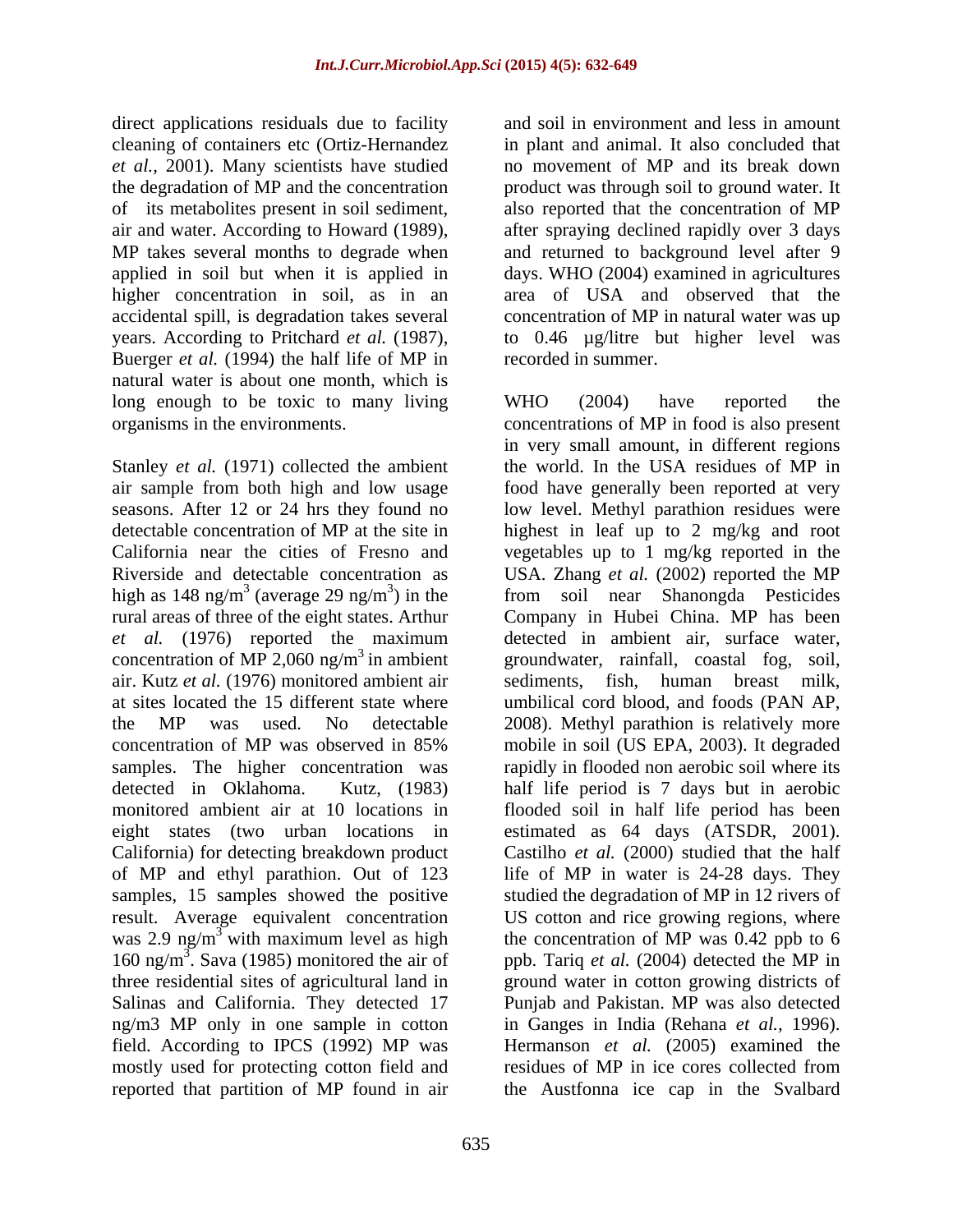direct applications residuals due to facility cleaning of containers etc (Ortiz-Hernandez *et al.,* 2001). Many scientists have studied the degradation of MP and the concentration of its metabolites present in soil sediment, air and water. According to Howard (1989), MP takes several months to degrade when applied in soil but when it is applied in higher concentration in soil, as in an accidental spill, is degradation takes several years. According to Pritchard *et al.* (1987), Buerger *et al.* (1994) the half life of MP in natural water is about one month, which is long enough to be toxic to many living organisms in the environments.

Stanley *et al.* (1971) collected the ambient air sample from both high and low usage seasons. After 12 or 24 hrs they found no detectable concentration of MP at the site in California near the cities of Fresno and Riverside and detectable concentration as high as 148 ng/$m^3$ (average 29 ng/$m^3$) in the rural areas of three of the eight states. Arthur *et al.* (1976) reported the maximum concentration of MP 2,060 ng/$m^3$ in ambient air. Kutz *et al.* (1976) monitored ambient air at sites located the 15 different state where the MP was used. No detectable concentration of MP was observed in 85% samples. The higher concentration was detected in Oklahoma. Kutz, (1983) monitored ambient air at 10 locations in eight states (two urban locations in California) for detecting breakdown product of MP and ethyl parathion. Out of 123 samples, 15 samples showed the positive result. Average equivalent concentration was 2.9 ng/$m^3$ with maximum level as high 160 ng/$m^3$. Sava (1985) monitored the air of three residential sites of agricultural land in Salinas and California. They detected 17 ng/m3 MP only in one sample in cotton field. According to IPCS (1992) MP was mostly used for protecting cotton field and reported that partition of MP found in air and soil in environment and less in amount in plant and animal. It also concluded that no movement of MP and its break down product was through soil to ground water. It also reported that the concentration of MP after spraying declined rapidly over 3 days and returned to background level after 9 days. WHO (2004) examined in agricultures area of USA and observed that the concentration of MP in natural water was up to 0.46 µg/litre but higher level was recorded in summer.

WHO (2004) have reported the concentrations of MP in food is also present in very small amount, in different regions the world. In the USA residues of MP in food have generally been reported at very low level. Methyl parathion residues were highest in leaf up to 2 mg/kg and root vegetables up to 1 mg/kg reported in the USA. Zhang *et al.* (2002) reported the MP from soil near Shanongda Pesticides Company in Hubei China. MP has been detected in ambient air, surface water, groundwater, rainfall, coastal fog, soil, sediments, fish, human breast milk, umbilical cord blood, and foods (PAN AP, 2008). Methyl parathion is relatively more mobile in soil (US EPA, 2003). It degraded rapidly in flooded non aerobic soil where its half life period is 7 days but in aerobic flooded soil in half life period has been estimated as 64 days (ATSDR, 2001). Castilho *et al.* (2000) studied that the half life of MP in water is 24-28 days. They studied the degradation of MP in 12 rivers of US cotton and rice growing regions, where the concentration of MP was 0.42 ppb to 6 ppb. Tariq *et al.* (2004) detected the MP in ground water in cotton growing districts of Punjab and Pakistan. MP was also detected in Ganges in India (Rehana *et al.,* 1996). Hermanson *et al.* (2005) examined the residues of MP in ice cores collected from the Austfonna ice cap in the Svalbard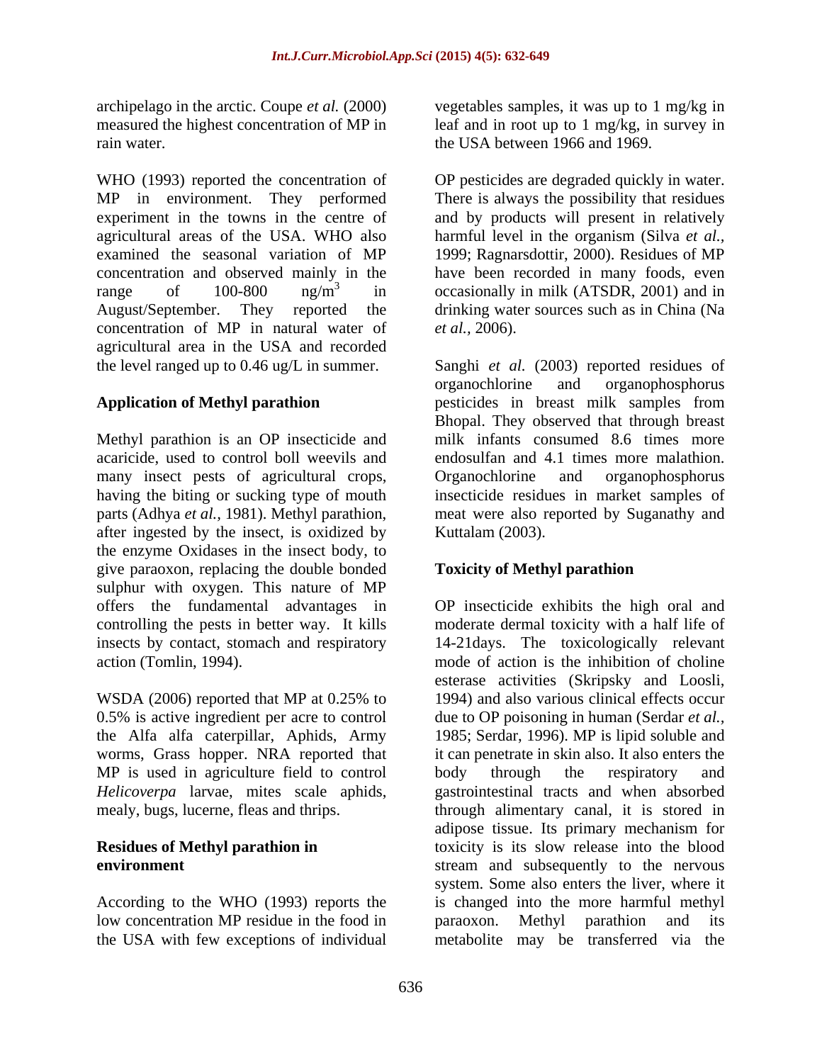archipelago in the arctic. Coupe *et al.* (2000) measured the highest concentration of MP in rain water.

WHO (1993) reported the concentration of MP in environment. They performed experiment in the towns in the centre of agricultural areas of the USA. WHO also examined the seasonal variation of MP concentration and observed mainly in the range of 100-800 ng/$m^3$ in August/September. They reported the concentration of MP in natural water of agricultural area in the USA and recorded the level ranged up to 0.46 ug/L in summer.

## Application of Methyl parathion

Methyl parathion is an OP insecticide and acaricide, used to control boll weevils and many insect pests of agricultural crops, having the biting or sucking type of mouth parts (Adhya *et al.,* 1981). Methyl parathion, after ingested by the insect, is oxidized by the enzyme Oxidases in the insect body, to give paraoxon, replacing the double bonded sulphur with oxygen. This nature of MP offers the fundamental advantages in controlling the pests in better way. It kills insects by contact, stomach and respiratory action (Tomlin, 1994).

WSDA (2006) reported that MP at 0.25% to 0.5% is active ingredient per acre to control the Alfa alfa caterpillar, Aphids, Army worms, Grass hopper. NRA reported that MP is used in agriculture field to control *Helicoverpa* larvae, mites scale aphids, mealy, bugs, lucerne, fleas and thrips.

## Residues of Methyl parathion in environment

According to the WHO (1993) reports the low concentration MP residue in the food in the USA with few exceptions of individual vegetables samples, it was up to 1 mg/kg in leaf and in root up to 1 mg/kg, in survey in the USA between 1966 and 1969.

OP pesticides are degraded quickly in water. There is always the possibility that residues and by products will present in relatively harmful level in the organism (Silva *et al.,* 1999; Ragnarsdottir, 2000). Residues of MP have been recorded in many foods, even occasionally in milk (ATSDR, 2001) and in drinking water sources such as in China (Na *et al.,* 2006).

Sanghi *et al.* (2003) reported residues of organochlorine and organophosphorus pesticides in breast milk samples from Bhopal. They observed that through breast milk infants consumed 8.6 times more endosulfan and 4.1 times more malathion. Organochlorine and organophosphorus insecticide residues in market samples of meat were also reported by Suganathy and Kuttalam (2003).

## Toxicity of Methyl parathion

OP insecticide exhibits the high oral and moderate dermal toxicity with a half life of 14-21days. The toxicologically relevant mode of action is the inhibition of choline esterase activities (Skripsky and Loosli, 1994) and also various clinical effects occur due to OP poisoning in human (Serdar *et al.,* 1985; Serdar, 1996). MP is lipid soluble and it can penetrate in skin also. It also enters the body through the respiratory and gastrointestinal tracts and when absorbed through alimentary canal, it is stored in adipose tissue. Its primary mechanism for toxicity is its slow release into the blood stream and subsequently to the nervous system. Some also enters the liver, where it is changed into the more harmful methyl paraoxon. Methyl parathion and its metabolite may be transferred via the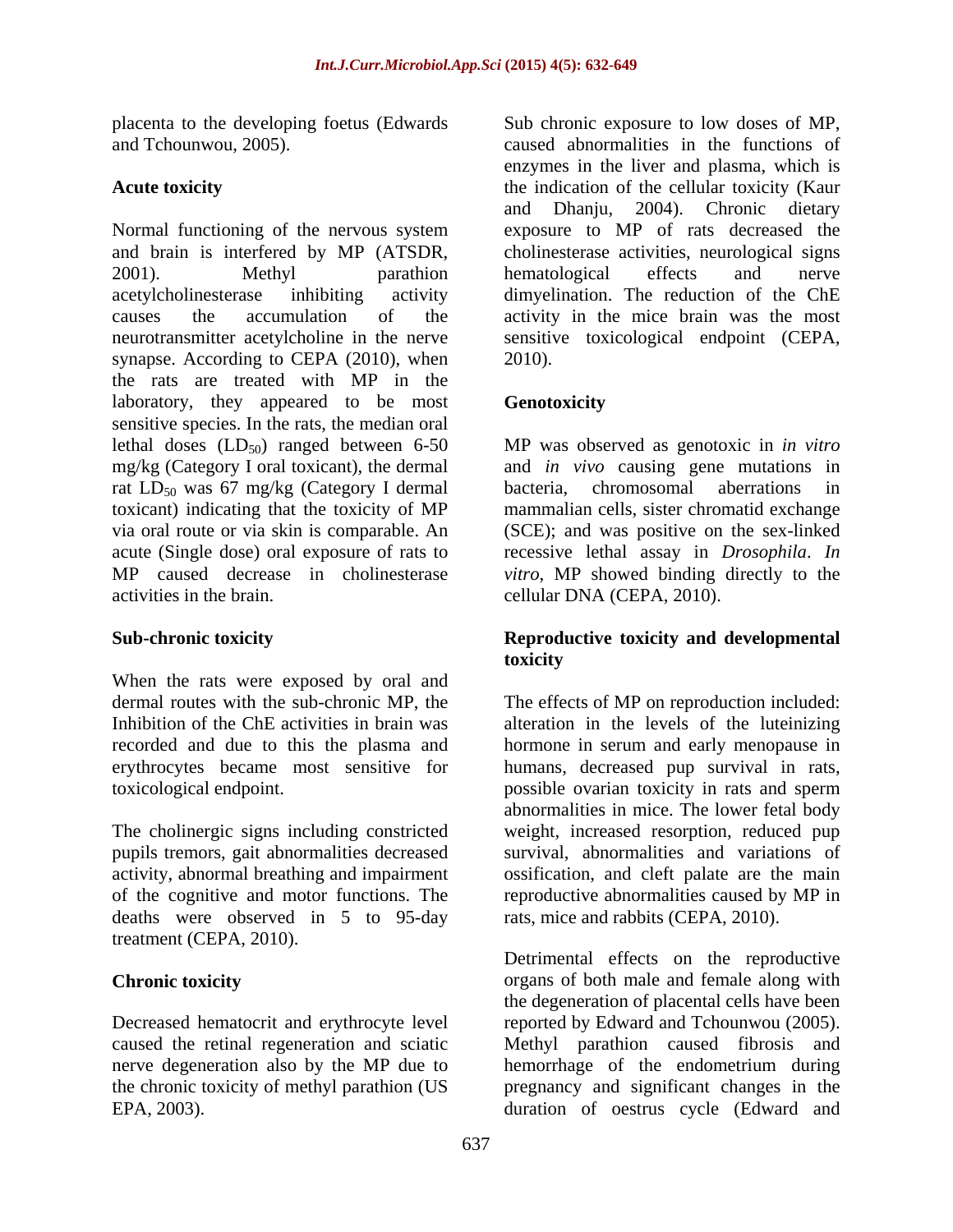placenta to the developing foetus (Edwards and Tchounwou, 2005).

## Acute toxicity

Normal functioning of the nervous system and brain is interfered by MP (ATSDR, 2001). Methyl parathion acetylcholinesterase inhibiting activity causes the accumulation of the neurotransmitter acetylcholine in the nerve synapse. According to CEPA (2010), when the rats are treated with MP in the laboratory, they appeared to be most sensitive species. In the rats, the median oral lethal doses ($LD_{50}$) ranged between 6-50 mg/kg (Category I oral toxicant), the dermal rat $LD_{50}$ was 67 mg/kg (Category I dermal toxicant) indicating that the toxicity of MP via oral route or via skin is comparable. An acute (Single dose) oral exposure of rats to MP caused decrease in cholinesterase activities in the brain.

## Sub-chronic toxicity

When the rats were exposed by oral and dermal routes with the sub-chronic MP, the Inhibition of the ChE activities in brain was recorded and due to this the plasma and erythrocytes became most sensitive for toxicological endpoint.

The cholinergic signs including constricted pupils tremors, gait abnormalities decreased activity, abnormal breathing and impairment of the cognitive and motor functions. The deaths were observed in 5 to 95-day treatment (CEPA, 2010).

## Chronic toxicity

Decreased hematocrit and erythrocyte level caused the retinal regeneration and sciatic nerve degeneration also by the MP due to the chronic toxicity of methyl parathion (US EPA, 2003).

Sub chronic exposure to low doses of MP, caused abnormalities in the functions of enzymes in the liver and plasma, which is the indication of the cellular toxicity (Kaur and Dhanju, 2004). Chronic dietary exposure to MP of rats decreased the cholinesterase activities, neurological signs hematological effects and nerve dimyelination. The reduction of the ChE activity in the mice brain was the most sensitive toxicological endpoint (CEPA, 2010).

## Genotoxicity

MP was observed as genotoxic in *in vitro* and *in vivo* causing gene mutations in bacteria, chromosomal aberrations in mammalian cells, sister chromatid exchange (SCE); and was positive on the sex-linked recessive lethal assay in *Drosophila*. *In vitro*, MP showed binding directly to the cellular DNA (CEPA, 2010).

## Reproductive toxicity and developmental toxicity

The effects of MP on reproduction included: alteration in the levels of the luteinizing hormone in serum and early menopause in humans, decreased pup survival in rats, possible ovarian toxicity in rats and sperm abnormalities in mice. The lower fetal body weight, increased resorption, reduced pup survival, abnormalities and variations of ossification, and cleft palate are the main reproductive abnormalities caused by MP in rats, mice and rabbits (CEPA, 2010).

Detrimental effects on the reproductive organs of both male and female along with the degeneration of placental cells have been reported by Edward and Tchounwou (2005). Methyl parathion caused fibrosis and hemorrhage of the endometrium during pregnancy and significant changes in the duration of oestrus cycle (Edward and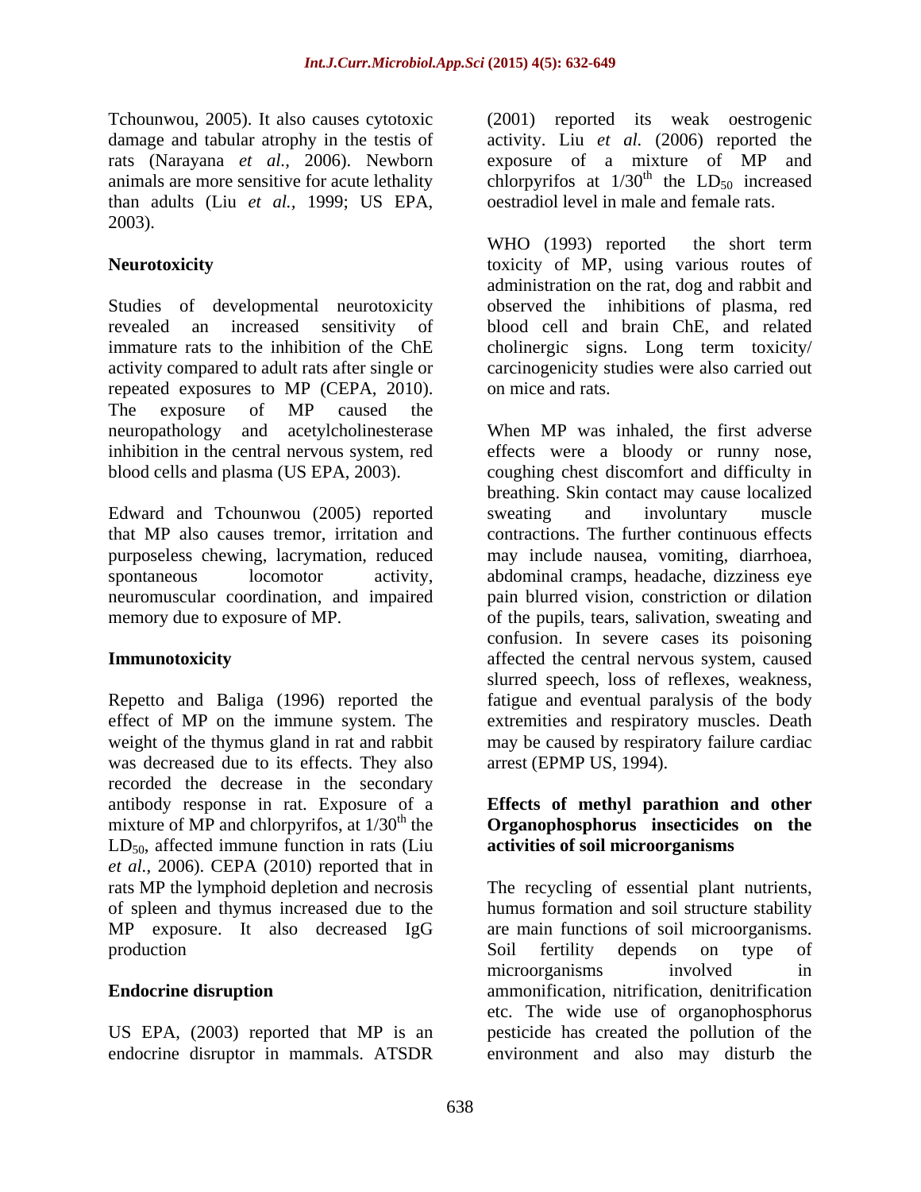Tchounwou, 2005). It also causes cytotoxic damage and tabular atrophy in the testis of rats (Narayana *et al.,* 2006). Newborn animals are more sensitive for acute lethality than adults (Liu *et al.,* 1999; US EPA, 2003).

**Neurotoxicity**

Studies of developmental neurotoxicity revealed an increased sensitivity of immature rats to the inhibition of the ChE activity compared to adult rats after single or repeated exposures to MP (CEPA, 2010). The exposure of MP caused the neuropathology and acetylcholinesterase inhibition in the central nervous system, red blood cells and plasma (US EPA, 2003).

Edward and Tchounwou (2005) reported that MP also causes tremor, irritation and purposeless chewing, lacrymation, reduced spontaneous locomotor activity, neuromuscular coordination, and impaired memory due to exposure of MP.

**Immunotoxicity**

Repetto and Baliga (1996) reported the effect of MP on the immune system. The weight of the thymus gland in rat and rabbit was decreased due to its effects. They also recorded the decrease in the secondary antibody response in rat. Exposure of a mixture of MP and chlorpyrifos, at $1/30^{th}$ the $LD_{50}$, affected immune function in rats (Liu *et al.,* 2006). CEPA (2010) reported that in rats MP the lymphoid depletion and necrosis of spleen and thymus increased due to the MP exposure. It also decreased IgG production

**Endocrine disruption**

US EPA, (2003) reported that MP is an endocrine disruptor in mammals. ATSDR (2001) reported its weak oestrogenic activity. Liu *et al.* (2006) reported the exposure of a mixture of MP and chlorpyrifos at $1/30^{th}$ the $LD_{50}$ increased oestradiol level in male and female rats.

WHO (1993) reported the short term toxicity of MP, using various routes of administration on the rat, dog and rabbit and observed the inhibitions of plasma, red blood cell and brain ChE, and related cholinergic signs. Long term toxicity/ carcinogenicity studies were also carried out on mice and rats.

When MP was inhaled, the first adverse effects were a bloody or runny nose, coughing chest discomfort and difficulty in breathing. Skin contact may cause localized sweating and involuntary muscle contractions. The further continuous effects may include nausea, vomiting, diarrhoea, abdominal cramps, headache, dizziness eye pain blurred vision, constriction or dilation of the pupils, tears, salivation, sweating and confusion. In severe cases its poisoning affected the central nervous system, caused slurred speech, loss of reflexes, weakness, fatigue and eventual paralysis of the body extremities and respiratory muscles. Death may be caused by respiratory failure cardiac arrest (EPMP US, 1994).

**Effects of methyl parathion and other Organophosphorus insecticides on the activities of soil microorganisms**

The recycling of essential plant nutrients, humus formation and soil structure stability are main functions of soil microorganisms. Soil fertility depends on type of microorganisms involved in ammonification, nitrification, denitrification etc. The wide use of organophosphorus pesticide has created the pollution of the environment and also may disturb the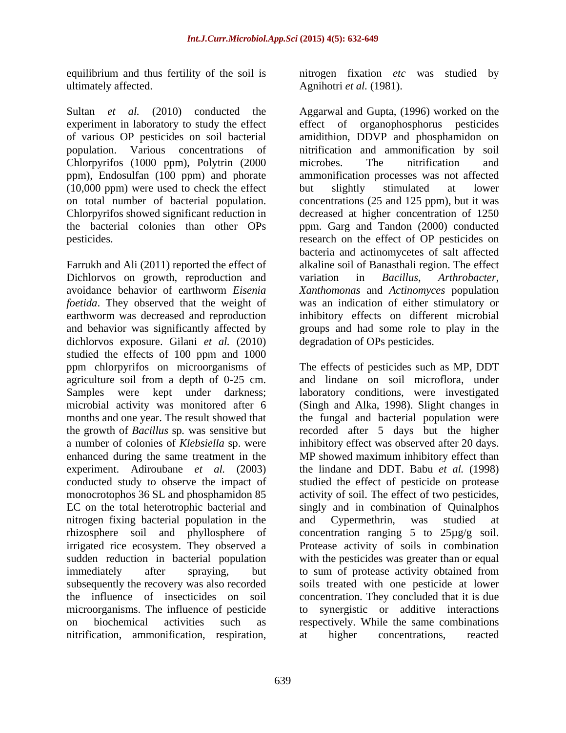equilibrium and thus fertility of the soil is ultimately affected.

Sultan *et al.* (2010) conducted the experiment in laboratory to study the effect of various OP pesticides on soil bacterial population. Various concentrations of Chlorpyrifos (1000 ppm), Polytrin (2000 ppm), Endosulfan (100 ppm) and phorate (10,000 ppm) were used to check the effect on total number of bacterial population. Chlorpyrifos showed significant reduction in the bacterial colonies than other OPs pesticides.

Farrukh and Ali (2011) reported the effect of Dichlorvos on growth, reproduction and avoidance behavior of earthworm *Eisenia foetida*. They observed that the weight of earthworm was decreased and reproduction and behavior was significantly affected by dichlorvos exposure. Gilani *et al.* (2010) studied the effects of 100 ppm and 1000 ppm chlorpyrifos on microorganisms of agriculture soil from a depth of 0-25 cm. Samples were kept under darkness; microbial activity was monitored after 6 months and one year. The result showed that the growth of *Bacillus* sp. was sensitive but a number of colonies of *Klebsiella* sp. were enhanced during the same treatment in the experiment. Adiroubane *et al.* (2003) conducted study to observe the impact of monocrotophos 36 SL and phosphamidon 85 EC on the total heterotrophic bacterial and nitrogen fixing bacterial population in the rhizosphere soil and phyllosphere of irrigated rice ecosystem. They observed a sudden reduction in bacterial population immediately after spraying, but subsequently the recovery was also recorded the influence of insecticides on soil microorganisms. The influence of pesticide on biochemical activities such as nitrification, ammonification, respiration, nitrogen fixation *etc* was studied by Agnihotri *et al.* (1981).

Aggarwal and Gupta, (1996) worked on the effect of organophosphorus pesticides amidithion, DDVP and phosphamidon on nitrification and ammonification by soil microbes. The nitrification and ammonification processes was not affected but slightly stimulated at lower concentrations (25 and 125 ppm), but it was decreased at higher concentration of 1250 ppm. Garg and Tandon (2000) conducted research on the effect of OP pesticides on bacteria and actinomycetes of salt affected alkaline soil of Banasthali region. The effect variation in *Bacillus*, *Arthrobacter*, *Xanthomonas* and *Actinomyces* population was an indication of either stimulatory or inhibitory effects on different microbial groups and had some role to play in the degradation of OPs pesticides.

The effects of pesticides such as MP, DDT and lindane on soil microflora, under laboratory conditions, were investigated (Singh and Alka, 1998). Slight changes in the fungal and bacterial population were recorded after 5 days but the higher inhibitory effect was observed after 20 days. MP showed maximum inhibitory effect than the lindane and DDT. Babu *et al.* (1998) studied the effect of pesticide on protease activity of soil. The effect of two pesticides, singly and in combination of Quinalphos and Cypermethrin, was studied at concentration ranging 5 to 25µg/g soil. Protease activity of soils in combination with the pesticides was greater than or equal to sum of protease activity obtained from soils treated with one pesticide at lower concentration. They concluded that it is due to synergistic or additive interactions respectively. While the same combinations at higher concentrations, reacted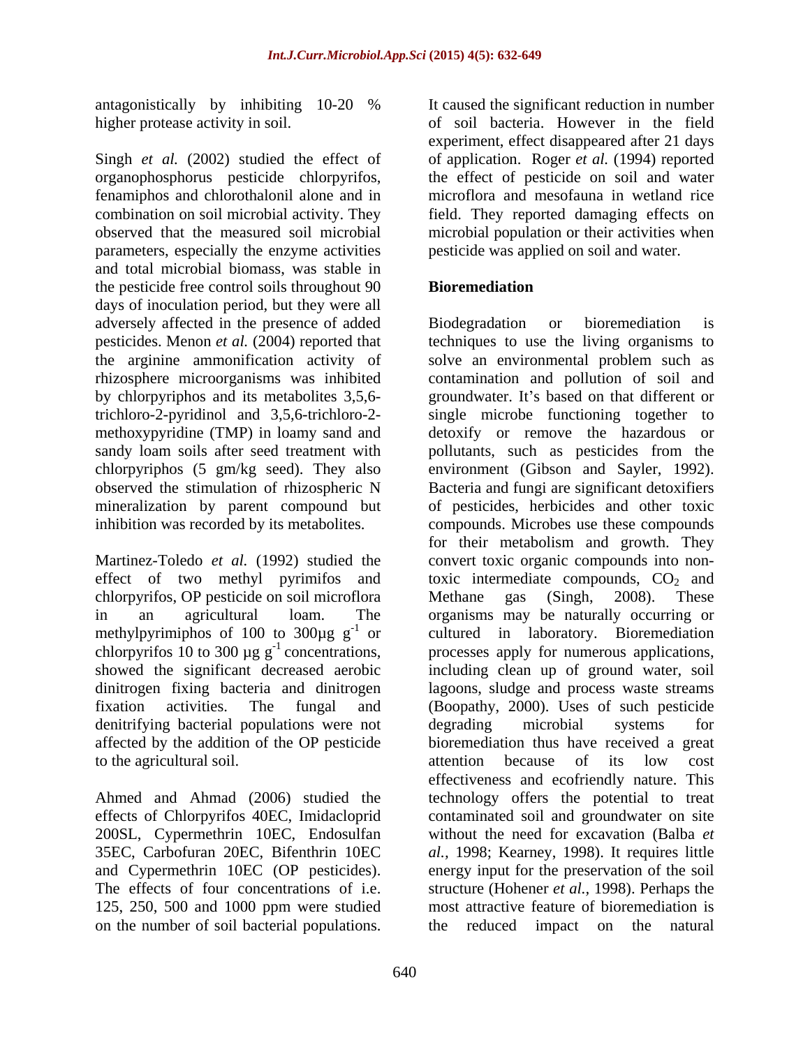antagonistically by inhibiting 10-20 % higher protease activity in soil.

Singh *et al.* (2002) studied the effect of organophosphorus pesticide chlorpyrifos, fenamiphos and chlorothalonil alone and in combination on soil microbial activity. They observed that the measured soil microbial parameters, especially the enzyme activities and total microbial biomass, was stable in the pesticide free control soils throughout 90 days of inoculation period, but they were all adversely affected in the presence of added pesticides. Menon *et al.* (2004) reported that the arginine ammonification activity of rhizosphere microorganisms was inhibited by chlorpyriphos and its metabolites 3,5,6-trichloro-2-pyridinol and 3,5,6-trichloro-2-methoxypyridine (TMP) in loamy sand and sandy loam soils after seed treatment with chlorpyriphos (5 gm/kg seed). They also observed the stimulation of rhizospheric N mineralization by parent compound but inhibition was recorded by its metabolites.

Martinez-Toledo *et al.* (1992) studied the effect of two methyl pyrimifos and chlorpyrifos, OP pesticide on soil microflora in an agricultural loam. The methylpyrimiphos of 100 to 300µg $g^{-1}$ or chlorpyrifos 10 to 300 µg $g^{-1}$ concentrations, showed the significant decreased aerobic dinitrogen fixing bacteria and dinitrogen fixation activities. The fungal and denitrifying bacterial populations were not affected by the addition of the OP pesticide to the agricultural soil.

Ahmed and Ahmad (2006) studied the effects of Chlorpyrifos 40EC, Imidacloprid 200SL, Cypermethrin 10EC, Endosulfan 35EC, Carbofuran 20EC, Bifenthrin 10EC and Cypermethrin 10EC (OP pesticides). The effects of four concentrations of i.e. 125, 250, 500 and 1000 ppm were studied on the number of soil bacterial populations. It caused the significant reduction in number of soil bacteria. However in the field experiment, effect disappeared after 21 days of application. Roger *et al.* (1994) reported the effect of pesticide on soil and water microflora and mesofauna in wetland rice field. They reported damaging effects on microbial population or their activities when pesticide was applied on soil and water.

## Bioremediation

Biodegradation or bioremediation is techniques to use the living organisms to solve an environmental problem such as contamination and pollution of soil and groundwater. It's based on that different or single microbe functioning together to detoxify or remove the hazardous or pollutants, such as pesticides from the environment (Gibson and Sayler, 1992). Bacteria and fungi are significant detoxifiers of pesticides, herbicides and other toxic compounds. Microbes use these compounds for their metabolism and growth. They convert toxic organic compounds into non-toxic intermediate compounds, $CO_2$ and Methane gas (Singh, 2008). These organisms may be naturally occurring or cultured in laboratory. Bioremediation processes apply for numerous applications, including clean up of ground water, soil lagoons, sludge and process waste streams (Boopathy, 2000). Uses of such pesticide degrading microbial systems for bioremediation thus have received a great attention because of its low cost effectiveness and ecofriendly nature. This technology offers the potential to treat contaminated soil and groundwater on site without the need for excavation (Balba *et al.*, 1998; Kearney, 1998). It requires little energy input for the preservation of the soil structure (Hohener *et al.*, 1998). Perhaps the most attractive feature of bioremediation is the reduced impact on the natural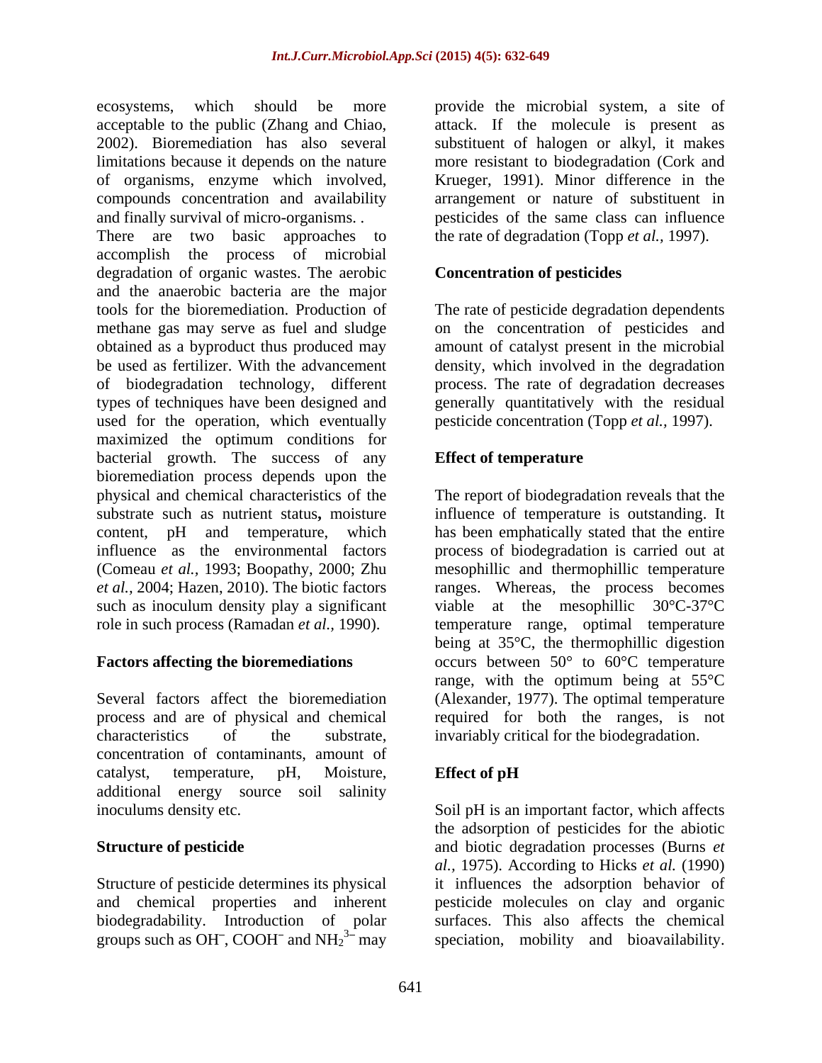ecosystems, which should be more acceptable to the public (Zhang and Chiao, 2002). Bioremediation has also several limitations because it depends on the nature of organisms, enzyme which involved, compounds concentration and availability and finally survival of micro-organisms. .

There are two basic approaches to accomplish the process of microbial degradation of organic wastes. The aerobic and the anaerobic bacteria are the major tools for the bioremediation. Production of methane gas may serve as fuel and sludge obtained as a byproduct thus produced may be used as fertilizer. With the advancement of biodegradation technology, different types of techniques have been designed and used for the operation, which eventually maximized the optimum conditions for bacterial growth. The success of any bioremediation process depends upon the physical and chemical characteristics of the substrate such as nutrient status**,** moisture content, pH and temperature, which influence as the environmental factors (Comeau *et al.,* 1993; Boopathy, 2000; Zhu *et al.,* 2004; Hazen, 2010). The biotic factors such as inoculum density play a significant role in such process (Ramadan *et al.,* 1990).

## Factors affecting the bioremediations

Several factors affect the bioremediation process and are of physical and chemical characteristics of the substrate, concentration of contaminants, amount of catalyst, temperature, pH, Moisture, additional energy source soil salinity inoculums density etc.

### Structure of pesticide

Structure of pesticide determines its physical and chemical properties and inherent biodegradability. Introduction of polar groups such as $OH^{-}$, $COOH^{-}$ and $NH_2^{3-}$ may provide the microbial system, a site of attack. If the molecule is present as substituent of halogen or alkyl, it makes more resistant to biodegradation (Cork and Krueger, 1991). Minor difference in the arrangement or nature of substituent in pesticides of the same class can influence the rate of degradation (Topp *et al.,* 1997).

### Concentration of pesticides

The rate of pesticide degradation dependents on the concentration of pesticides and amount of catalyst present in the microbial density, which involved in the degradation process. The rate of degradation decreases generally quantitatively with the residual pesticide concentration (Topp *et al.,* 1997).

### Effect of temperature

The report of biodegradation reveals that the influence of temperature is outstanding. It has been emphatically stated that the entire process of biodegradation is carried out at mesophillic and thermophillic temperature ranges. Whereas, the process becomes viable at the mesophillic 30°C-37°C temperature range, optimal temperature being at 35°C, the thermophillic digestion occurs between 50° to 60°C temperature range, with the optimum being at 55°C (Alexander, 1977). The optimal temperature required for both the ranges, is not invariably critical for the biodegradation.

### Effect of pH

Soil pH is an important factor, which affects the adsorption of pesticides for the abiotic and biotic degradation processes (Burns *et al.,* 1975). According to Hicks *et al.* (1990) it influences the adsorption behavior of pesticide molecules on clay and organic surfaces. This also affects the chemical speciation, mobility and bioavailability.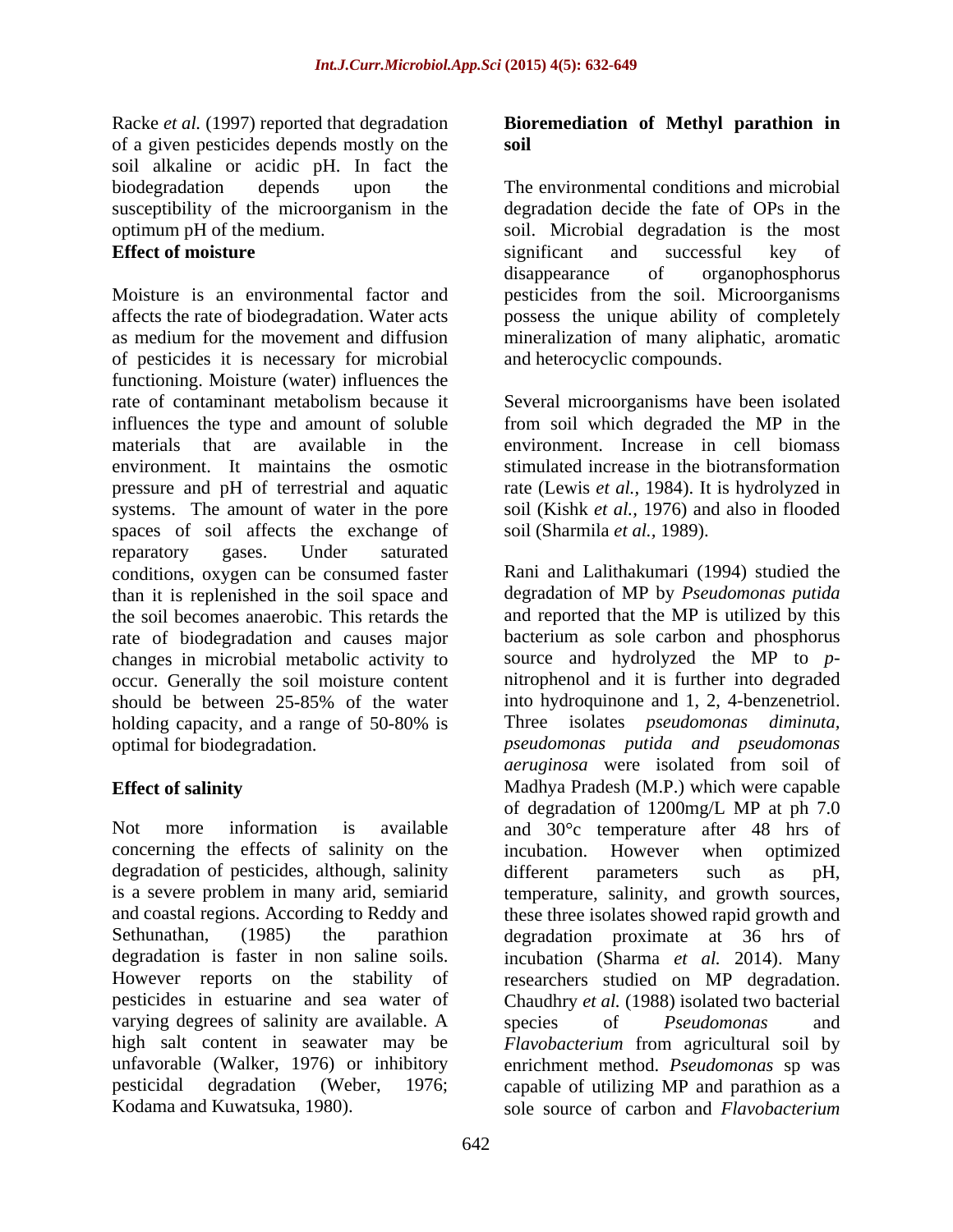Racke *et al.* (1997) reported that degradation of a given pesticides depends mostly on the soil alkaline or acidic pH. In fact the biodegradation depends upon the susceptibility of the microorganism in the optimum pH of the medium.

**Effect of moisture**

Moisture is an environmental factor and affects the rate of biodegradation. Water acts as medium for the movement and diffusion of pesticides it is necessary for microbial functioning. Moisture (water) influences the rate of contaminant metabolism because it influences the type and amount of soluble materials that are available in the environment. It maintains the osmotic pressure and pH of terrestrial and aquatic systems. The amount of water in the pore spaces of soil affects the exchange of reparatory gases. Under saturated conditions, oxygen can be consumed faster than it is replenished in the soil space and the soil becomes anaerobic. This retards the rate of biodegradation and causes major changes in microbial metabolic activity to occur. Generally the soil moisture content should be between 25-85% of the water holding capacity, and a range of 50-80% is optimal for biodegradation.

**Effect of salinity**

Not more information is available concerning the effects of salinity on the degradation of pesticides, although, salinity is a severe problem in many arid, semiarid and coastal regions. According to Reddy and Sethunathan, (1985) the parathion degradation is faster in non saline soils. However reports on the stability of pesticides in estuarine and sea water of varying degrees of salinity are available. A high salt content in seawater may be unfavorable (Walker, 1976) or inhibitory pesticidal degradation (Weber, 1976; Kodama and Kuwatsuka, 1980).

**Bioremediation of Methyl parathion in soil**

The environmental conditions and microbial degradation decide the fate of OPs in the soil. Microbial degradation is the most significant and successful key of disappearance of organophosphorus pesticides from the soil. Microorganisms possess the unique ability of completely mineralization of many aliphatic, aromatic and heterocyclic compounds.

Several microorganisms have been isolated from soil which degraded the MP in the environment. Increase in cell biomass stimulated increase in the biotransformation rate (Lewis *et al.,* 1984). It is hydrolyzed in soil (Kishk *et al.,* 1976) and also in flooded soil (Sharmila *et al.,* 1989).

Rani and Lalithakumari (1994) studied the degradation of MP by *Pseudomonas putida* and reported that the MP is utilized by this bacterium as sole carbon and phosphorus source and hydrolyzed the MP to *p*-nitrophenol and it is further into degraded into hydroquinone and 1, 2, 4-benzenetriol. Three isolates *pseudomonas diminuta, pseudomonas putida and pseudomonas aeruginosa* were isolated from soil of Madhya Pradesh (M.P.) which were capable of degradation of 1200mg/L MP at ph 7.0 and 30°c temperature after 48 hrs of incubation. However when optimized different parameters such as pH, temperature, salinity, and growth sources, these three isolates showed rapid growth and degradation proximate at 36 hrs of incubation (Sharma *et al.* 2014). Many researchers studied on MP degradation. Chaudhry *et al.* (1988) isolated two bacterial species of *Pseudomonas* and *Flavobacterium* from agricultural soil by enrichment method. *Pseudomonas* sp was capable of utilizing MP and parathion as a sole source of carbon and *Flavobacterium*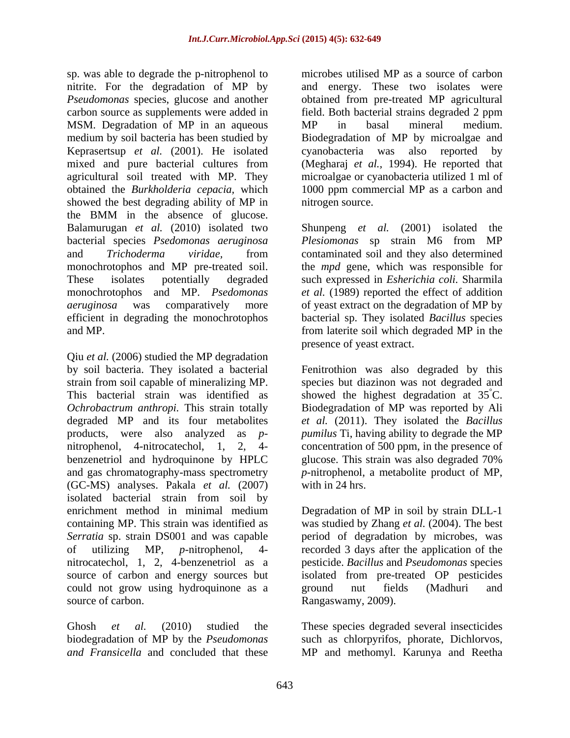sp. was able to degrade the p-nitrophenol to nitrite. For the degradation of MP by *Pseudomonas* species, glucose and another carbon source as supplements were added in MSM. Degradation of MP in an aqueous medium by soil bacteria has been studied by Keprasertsup *et al.* (2001). He isolated mixed and pure bacterial cultures from agricultural soil treated with MP. They obtained the *Burkholderia cepacia,* which showed the best degrading ability of MP in the BMM in the absence of glucose. Balamurugan *et al.* (2010) isolated two bacterial species *Psedomonas aeruginosa* and *Trichoderma viridae,* from monochrotophos and MP pre-treated soil. These isolates potentially degraded monochrotophos and MP. *Psedomonas aeruginosa* was comparatively more efficient in degrading the monochrotophos and MP.

Qiu *et al.* (2006) studied the MP degradation by soil bacteria. They isolated a bacterial strain from soil capable of mineralizing MP. This bacterial strain was identified as *Ochrobactrum anthropi.* This strain totally degraded MP and its four metabolites products, were also analyzed as *p*-nitrophenol, 4-nitrocatechol, 1, 2, 4-benzenetriol and hydroquinone by HPLC and gas chromatography-mass spectrometry (GC-MS) analyses. Pakala *et al.* (2007) isolated bacterial strain from soil by enrichment method in minimal medium containing MP. This strain was identified as *Serratia* sp. strain DS001 and was capable of utilizing MP, *p*-nitrophenol, 4-nitrocatechol, 1, 2, 4-benzenetriol as a source of carbon and energy sources but could not grow using hydroquinone as a source of carbon.

Ghosh *et al.* (2010) studied the biodegradation of MP by the *Pseudomonas and Fransicella* and concluded that these microbes utilised MP as a source of carbon and energy. These two isolates were obtained from pre-treated MP agricultural field. Both bacterial strains degraded 2 ppm MP in basal mineral medium. Biodegradation of MP by microalgae and cyanobacteria was also reported by (Megharaj *et al.,* 1994). He reported that microalgae or cyanobacteria utilized 1 ml of 1000 ppm commercial MP as a carbon and nitrogen source.

Shunpeng *et al.* (2001) isolated the *Plesiomonas* sp strain M6 from MP contaminated soil and they also determined the *mpd* gene, which was responsible for such expressed in *Esherichia coli.* Sharmila *et al.* (1989) reported the effect of addition of yeast extract on the degradation of MP by bacterial sp. They isolated *Bacillus* species from laterite soil which degraded MP in the presence of yeast extract.

Fenitrothion was also degraded by this species but diazinon was not degraded and showed the highest degradation at 35°C. Biodegradation of MP was reported by Ali *et al.* (2011). They isolated the *Bacillus pumilus* Ti, having ability to degrade the MP concentration of 500 ppm, in the presence of glucose. This strain was also degraded 70% *p*-nitrophenol, a metabolite product of MP, with in 24 hrs.

Degradation of MP in soil by strain DLL-1 was studied by Zhang *et al.* (2004). The best period of degradation by microbes, was recorded 3 days after the application of the pesticide. *Bacillus* and *Pseudomonas* species isolated from pre-treated OP pesticides ground nut fields (Madhuri and Rangaswamy, 2009).

These species degraded several insecticides such as chlorpyrifos, phorate, Dichlorvos, MP and methomyl. Karunya and Reetha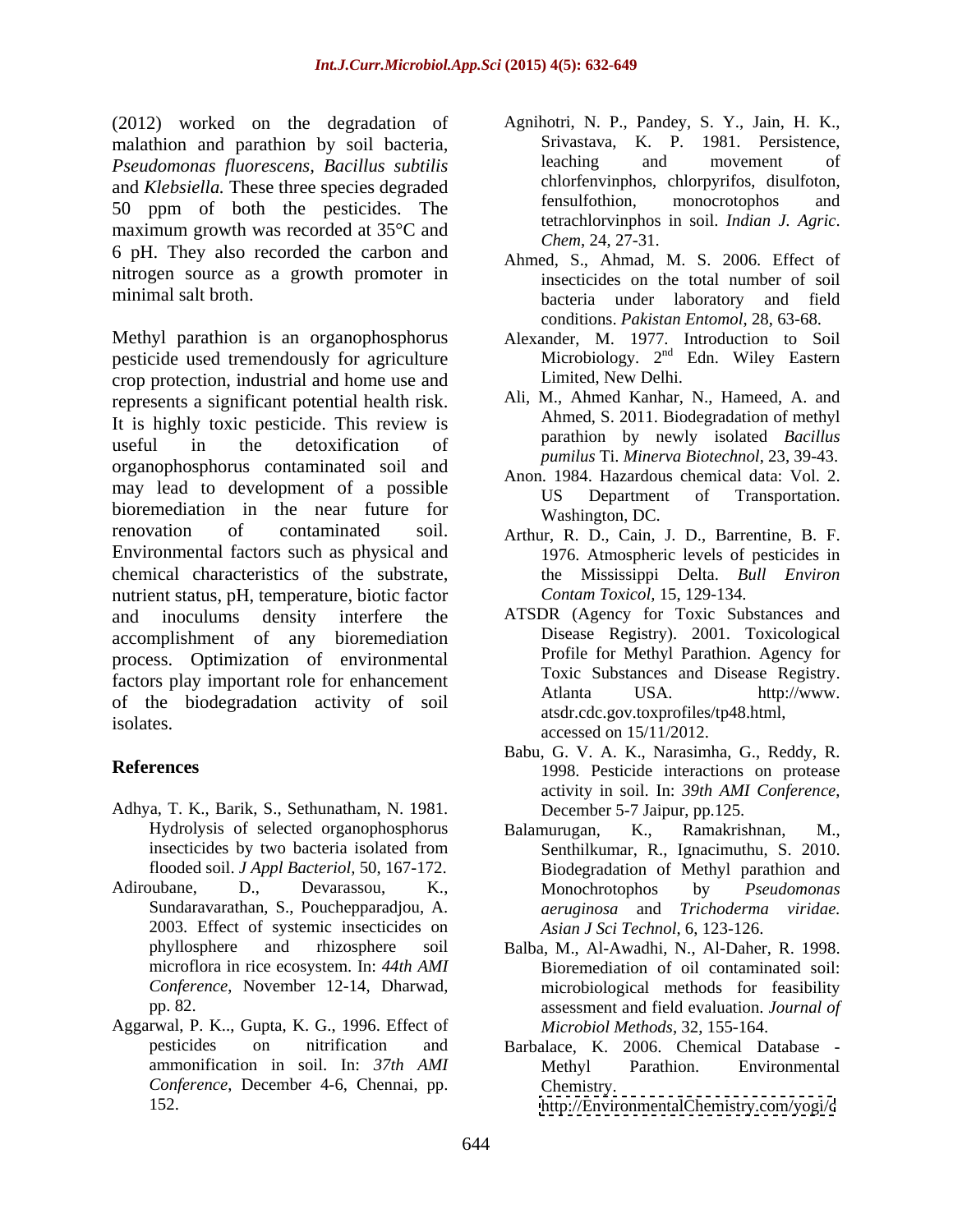(2012) worked on the degradation of malathion and parathion by soil bacteria, *Pseudomonas fluorescens*, *Bacillus subtilis* and *Klebsiella.* These three species degraded 50 ppm of both the pesticides. The maximum growth was recorded at 35°C and 6 pH. They also recorded the carbon and nitrogen source as a growth promoter in minimal salt broth.

Methyl parathion is an organophosphorus pesticide used tremendously for agriculture crop protection, industrial and home use and represents a significant potential health risk. It is highly toxic pesticide. This review is useful in the detoxification of organophosphorus contaminated soil and may lead to development of a possible bioremediation in the near future for renovation of contaminated soil. Environmental factors such as physical and chemical characteristics of the substrate, nutrient status, pH, temperature, biotic factor and inoculums density interfere the accomplishment of any bioremediation process. Optimization of environmental factors play important role for enhancement of the biodegradation activity of soil isolates.

## References

Adhya, T. K., Barik, S., Sethunatham, N. 1981. Hydrolysis of selected organophosphorus insecticides by two bacteria isolated from flooded soil. *J Appl Bacteriol*, 50, 167-172.

Adiroubane, D., Devarassou, K., Sundaravarathan, S., Pouchepparadjou, A. 2003. Effect of systemic insecticides on phyllosphere and rhizosphere soil microflora in rice ecosystem. In: *44th AMI Conference*, November 12-14, Dharwad, pp. 82.

Aggarwal, P. K.., Gupta, K. G., 1996. Effect of pesticides on nitrification and ammonification in soil. In: *37th AMI Conference*, December 4-6, Chennai, pp. 152.

Agnihotri, N. P., Pandey, S. Y., Jain, H. K., Srivastava, K. P. 1981. Persistence, leaching and movement of chlorfenvinphos, chlorpyrifos, disulfoton, fensulfothion, monocrotophos and tetrachlorvinphos in soil. *Indian J. Agric. Chem*, 24, 27-31.

Ahmed, S., Ahmad, M. S. 2006. Effect of insecticides on the total number of soil bacteria under laboratory and field conditions. *Pakistan Entomol*, 28, 63-68.

Alexander, M. 1977. Introduction to Soil Microbiology. 2nd Edn. Wiley Eastern Limited, New Delhi.

Ali, M., Ahmed Kanhar, N., Hameed, A. and Ahmed, S. 2011. Biodegradation of methyl parathion by newly isolated *Bacillus pumilus* Ti. *Minerva Biotechnol*, 23, 39-43.

Anon. 1984. Hazardous chemical data: Vol. 2. US Department of Transportation. Washington, DC.

Arthur, R. D., Cain, J. D., Barrentine, B. F. 1976. Atmospheric levels of pesticides in the Mississippi Delta. *Bull Environ Contam Toxicol*, 15, 129-134.

ATSDR (Agency for Toxic Substances and Disease Registry). 2001. Toxicological Profile for Methyl Parathion. Agency for Toxic Substances and Disease Registry. Atlanta USA. http://www. atsdr.cdc.gov.toxprofiles/tp48.html, accessed on 15/11/2012.

Babu, G. V. A. K., Narasimha, G., Reddy, R. 1998. Pesticide interactions on protease activity in soil. In: *39th AMI Conference*, December 5-7 Jaipur, pp.125.

Balamurugan, K., Ramakrishnan, M., Senthilkumar, R., Ignacimuthu, S. 2010. Biodegradation of Methyl parathion and Monochrotophos by *Pseudomonas aeruginosa* and *Trichoderma viridae. Asian J Sci Technol*, 6, 123-126.

Balba, M., Al-Awadhi, N., Al-Daher, R. 1998. Bioremediation of oil contaminated soil: microbiological methods for feasibility assessment and field evaluation. *Journal of Microbiol Methods*, 32, 155-164.

Barbalace, K. 2006. Chemical Database - Methyl Parathion. Environmental Chemistry. http://EnvironmentalChemistry.com/yogi/c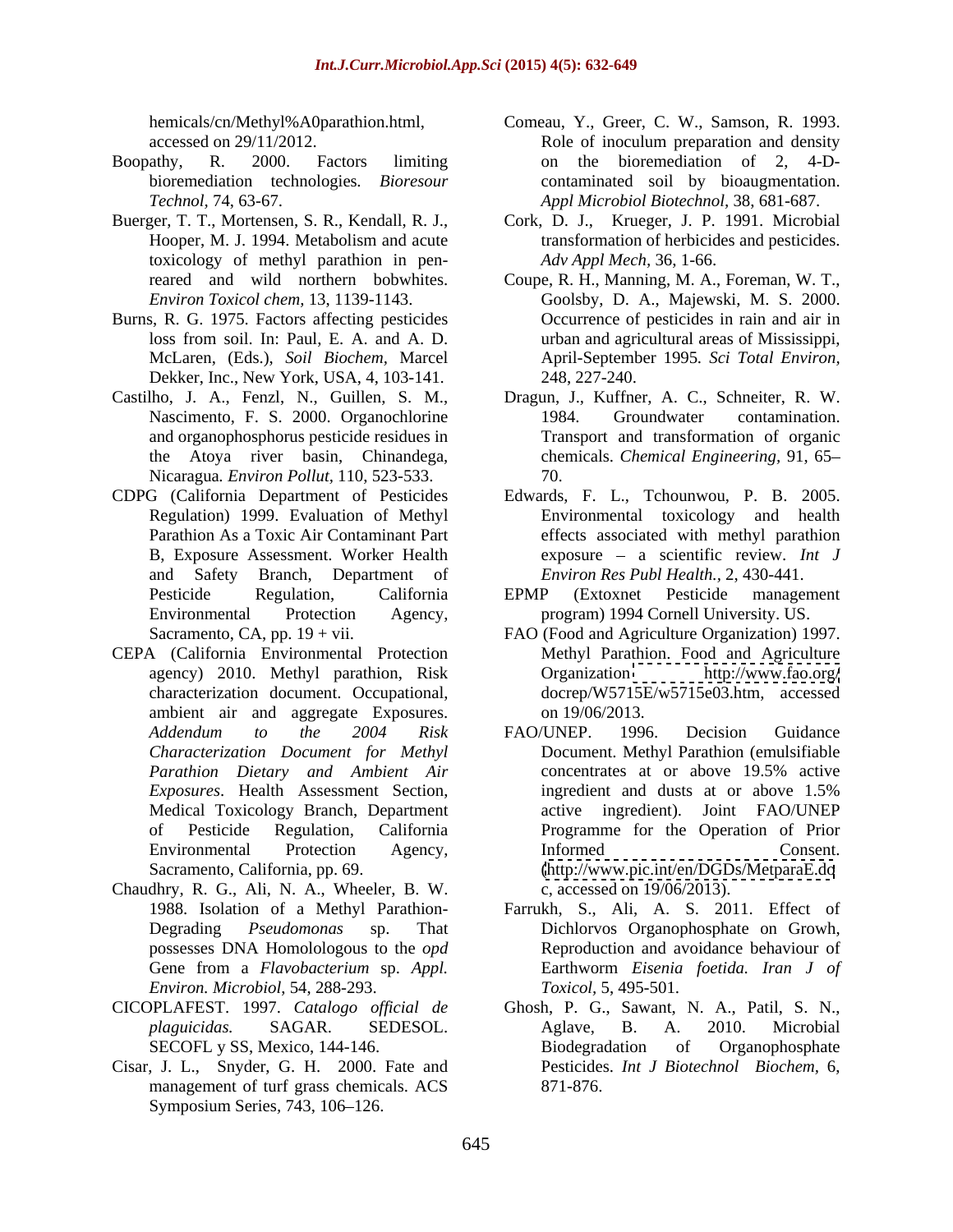hemicals/cn/Methyl%A0parathion.html, accessed on 29/11/2012.

Boopathy, R. 2000. Factors limiting bioremediation technologies. *Bioresour Technol*, 74, 63-67.

Buerger, T. T., Mortensen, S. R., Kendall, R. J., Hooper, M. J. 1994. Metabolism and acute toxicology of methyl parathion in pen-reared and wild northern bobwhites. *Environ Toxicol chem*, 13, 1139-1143.

Burns, R. G. 1975. Factors affecting pesticides loss from soil. In: Paul, E. A. and A. D. McLaren, (Eds.), *Soil Biochem*, Marcel Dekker, Inc., New York, USA, 4, 103-141.

Castilho, J. A., Fenzl, N., Guillen, S. M., Nascimento, F. S. 2000. Organochlorine and organophosphorus pesticide residues in the Atoya river basin, Chinandega, Nicaragua. *Environ Pollut*, 110, 523-533.

CDPG (California Department of Pesticides Regulation) 1999. Evaluation of Methyl Parathion As a Toxic Air Contaminant Part B, Exposure Assessment. Worker Health and Safety Branch, Department of Pesticide Regulation, California Environmental Protection Agency, Sacramento, CA, pp. 19 + vii.

CEPA (California Environmental Protection agency) 2010. Methyl parathion, Risk characterization document. Occupational, ambient air and aggregate Exposures. *Addendum to the 2004 Risk Characterization Document for Methyl Parathion Dietary and Ambient Air Exposures*. Health Assessment Section, Medical Toxicology Branch, Department of Pesticide Regulation, California Environmental Protection Agency, Sacramento, California, pp. 69.

Chaudhry, R. G., Ali, N. A., Wheeler, B. W. 1988. Isolation of a Methyl Parathion-Degrading *Pseudomonas* sp. That possesses DNA Homolologous to the *opd* Gene from a *Flavobacterium* sp. *Appl. Environ. Microbiol*, 54, 288-293.

CICOPLAFEST. 1997. *Catalogo official de plaguicidas.* SAGAR. SEDESOL. SECOFL y SS, Mexico, 144-146.

Cisar, J. L., Snyder, G. H. 2000. Fate and management of turf grass chemicals. ACS Symposium Series, 743, 106–126.

Comeau, Y., Greer, C. W., Samson, R. 1993. Role of inoculum preparation and density on the bioremediation of 2, 4-D-contaminated soil by bioaugmentation. *Appl Microbiol Biotechnol*, 38, 681-687.

Cork, D. J., Krueger, J. P. 1991. Microbial transformation of herbicides and pesticides. *Adv Appl Mech*, 36, 1-66.

Coupe, R. H., Manning, M. A., Foreman, W. T., Goolsby, D. A., Majewski, M. S. 2000. Occurrence of pesticides in rain and air in urban and agricultural areas of Mississippi, April-September 1995. *Sci Total Environ*, 248, 227-240.

Dragun, J., Kuffner, A. C., Schneiter, R. W. 1984. Groundwater contamination. Transport and transformation of organic chemicals. *Chemical Engineering*, 91, 65–70.

Edwards, F. L., Tchounwou, P. B. 2005. Environmental toxicology and health effects associated with methyl parathion exposure – a scientific review. *Int J Environ Res Publ Health.*, 2, 430-441.

EPMP (Extoxnet Pesticide management program) 1994 Cornell University. US.

FAO (Food and Agriculture Organization) 1997. Methyl Parathion. Food and Agriculture Organization. http://www.fao.org/docrep/W5715E/w5715e03.htm, accessed on 19/06/2013.

FAO/UNEP. 1996. Decision Guidance Document. Methyl Parathion (emulsifiable concentrates at or above 19.5% active ingredient and dusts at or above 1.5% active ingredient). Joint FAO/UNEP Programme for the Operation of Prior Informed Consent. (http://www.pic.int/en/DGDs/MetparaE.doc, accessed on 19/06/2013).

Farrukh, S., Ali, A. S. 2011. Effect of Dichlorvos Organophosphate on Growh, Reproduction and avoidance behaviour of Earthworm *Eisenia foetida. Iran J of Toxicol*, 5, 495-501.

Ghosh, P. G., Sawant, N. A., Patil, S. N., Aglave, B. A. 2010. Microbial Biodegradation of Organophosphate Pesticides. *Int J Biotechnol Biochem*, 6, 871-876.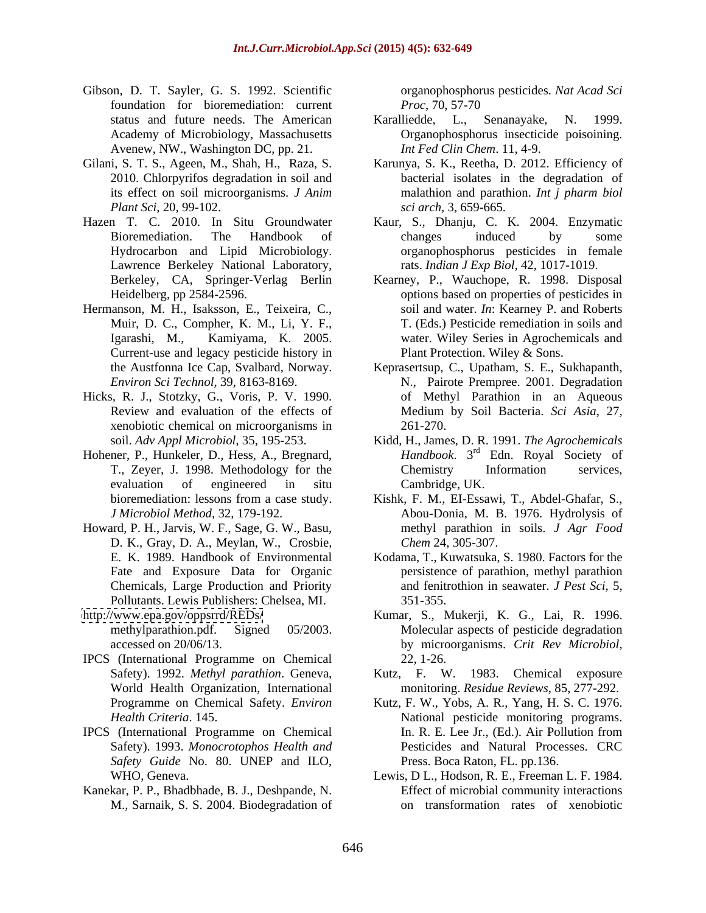Gibson, D. T. Sayler, G. S. 1992. Scientific foundation for bioremediation: current status and future needs. The American Academy of Microbiology, Massachusetts Avenew, NW., Washington DC, pp. 21.

Gilani, S. T. S., Ageen, M., Shah, H., Raza, S. 2010. Chlorpyrifos degradation in soil and its effect on soil microorganisms. *J Anim Plant Sci,* 20, 99-102.

Hazen T. C. 2010. In Situ Groundwater Bioremediation. The Handbook of Hydrocarbon and Lipid Microbiology. Lawrence Berkeley National Laboratory, Berkeley, CA, Springer-Verlag Berlin Heidelberg, pp 2584-2596.

Hermanson, M. H., Isaksson, E., Teixeira, C., Muir, D. C., Compher, K. M., Li, Y. F., Igarashi, M., Kamiyama, K. 2005. Current-use and legacy pesticide history in the Austfonna Ice Cap, Svalbard, Norway. *Environ Sci Technol,* 39, 8163-8169.

Hicks, R. J., Stotzky, G., Voris, P. V. 1990. Review and evaluation of the effects of xenobiotic chemical on microorganisms in soil. *Adv Appl Microbiol*, 35, 195-253.

Hohener, P., Hunkeler, D., Hess, A., Bregnard, T., Zeyer, J. 1998. Methodology for the evaluation of engineered in situ bioremediation: lessons from a case study. *J Microbiol Method,* 32, 179-192.

Howard, P. H., Jarvis, W. F., Sage, G. W., Basu, D. K., Gray, D. A., Meylan, W., Crosbie, E. K. 1989. Handbook of Environmental Fate and Exposure Data for Organic Chemicals, Large Production and Priority Pollutants. Lewis Publishers: Chelsea, MI.

http://www.epa.gov/oppsrrd/REDs/ methylparathion.pdf. Signed 05/2003. accessed on 20/06/13.

IPCS (International Programme on Chemical Safety). 1992. *Methyl parathion*. Geneva, World Health Organization, International Programme on Chemical Safety. *Environ Health Criteria*. 145.

IPCS (International Programme on Chemical Safety). 1993. *Monocrotophos Health and Safety Guide* No. 80. UNEP and ILO, WHO, Geneva.

Kanekar, P. P., Bhadbhade, B. J., Deshpande, N. M., Sarnaik, S. S. 2004. Biodegradation of organophosphorus pesticides. *Nat Acad Sci Proc*, 70, 57-70

Karalliedde, L., Senanayake, N. 1999. Organophosphorus insecticide poisoning. *Int Fed Clin Chem*. 11, 4-9.

Karunya, S. K., Reetha, D. 2012. Efficiency of bacterial isolates in the degradation of malathion and parathion. *Int j pharm biol sci arch,* 3, 659-665.

Kaur, S., Dhanju, C. K. 2004. Enzymatic changes induced by some organophosphorus pesticides in female rats. *Indian J Exp Biol,* 42, 1017-1019.

Kearney, P., Wauchope, R. 1998. Disposal options based on properties of pesticides in soil and water. *In*: Kearney P. and Roberts T. (Eds.) Pesticide remediation in soils and water. Wiley Series in Agrochemicals and Plant Protection. Wiley & Sons.

Keprasertsup, C., Upatham, S. E., Sukhapanth, N., Pairote Prempree. 2001. Degradation of Methyl Parathion in an Aqueous Medium by Soil Bacteria. *Sci Asia*, 27, 261-270.

Kidd, H., James, D. R. 1991. *The Agrochemicals Handbook*. 3rd Edn. Royal Society of Chemistry Information services, Cambridge, UK.

Kishk, F. M., El-Essawi, T., Abdel-Ghafar, S., Abou-Donia, M. B. 1976. Hydrolysis of methyl parathion in soils. *J Agr Food Chem* 24, 305-307.

Kodama, T., Kuwatsuka, S. 1980. Factors for the persistence of parathion, methyl parathion and fenitrothion in seawater. *J Pest Sci,* 5, 351-355.

Kumar, S., Mukerji, K. G., Lai, R. 1996. Molecular aspects of pesticide degradation by microorganisms. *Crit Rev Microbiol,* 22, 1-26.

Kutz, F. W. 1983. Chemical exposure monitoring. *Residue Reviews*, 85, 277-292.

Kutz, F. W., Yobs, A. R., Yang, H. S. C. 1976. National pesticide monitoring programs. In. R. E. Lee Jr., (Ed.). Air Pollution from Pesticides and Natural Processes. CRC Press. Boca Raton, FL. pp.136.

Lewis, D L., Hodson, R. E., Freeman L. F. 1984. Effect of microbial community interactions on transformation rates of xenobiotic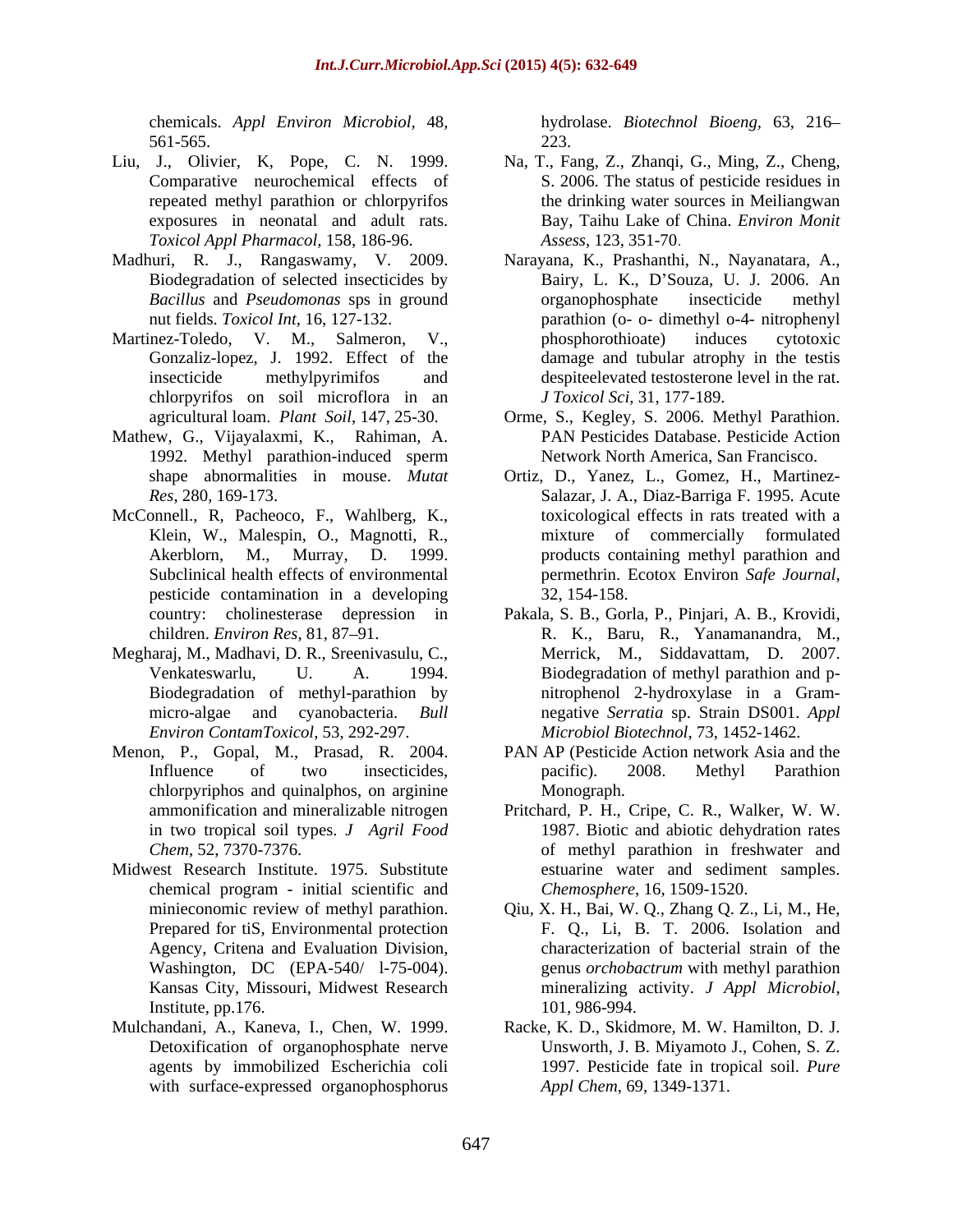chemicals. *Appl Environ Microbiol*, 48, 561-565.

Liu, J., Olivier, K, Pope, C. N. 1999. Comparative neurochemical effects of repeated methyl parathion or chlorpyrifos exposures in neonatal and adult rats. *Toxicol Appl Pharmacol*, 158, 186-96.

Madhuri, R. J., Rangaswamy, V. 2009. Biodegradation of selected insecticides by *Bacillus* and *Pseudomonas* sps in ground nut fields. *Toxicol Int*, 16, 127-132.

Martinez-Toledo, V. M., Salmeron, V., Gonzaliz-lopez, J. 1992. Effect of the insecticide methylpyrimifos and chlorpyrifos on soil microflora in an agricultural loam. *Plant Soil*, 147, 25-30.

Mathew, G., Vijayalaxmi, K., Rahiman, A. 1992. Methyl parathion-induced sperm shape abnormalities in mouse. *Mutat Res*, 280, 169-173.

McConnell., R, Pacheoco, F., Wahlberg, K., Klein, W., Malespin, O., Magnotti, R., Akerblorn, M., Murray, D. 1999. Subclinical health effects of environmental pesticide contamination in a developing country: cholinesterase depression in children. *Environ Res*, 81, 87–91.

Megharaj, M., Madhavi, D. R., Sreenivasulu, C., Venkateswarlu, U. A. 1994. Biodegradation of methyl-parathion by micro-algae and cyanobacteria. *Bull Environ ContamToxicol*, 53, 292-297.

Menon, P., Gopal, M., Prasad, R. 2004. Influence of two insecticides, chlorpyriphos and quinalphos, on arginine ammonification and mineralizable nitrogen in two tropical soil types. *J Agril Food Chem*, 52, 7370-7376.

Midwest Research Institute. 1975. Substitute chemical program - initial scientific and minieconomic review of methyl parathion. Prepared for tiS, Environmental protection Agency, Critena and Evaluation Division, Washington, DC (EPA-540/ l-75-004). Kansas City, Missouri, Midwest Research Institute, pp.176.

Mulchandani, A., Kaneva, I., Chen, W. 1999. Detoxification of organophosphate nerve agents by immobilized Escherichia coli with surface-expressed organophosphorus hydrolase. *Biotechnol Bioeng*, 63, 216–223.

Na, T., Fang, Z., Zhanqi, G., Ming, Z., Cheng, S. 2006. The status of pesticide residues in the drinking water sources in Meiliangwan Bay, Taihu Lake of China. *Environ Monit Assess*, 123, 351-70.

Narayana, K., Prashanthi, N., Nayanatara, A., Bairy, L. K., D'Souza, U. J. 2006. An organophosphate insecticide methyl parathion (o- o- dimethyl o-4- nitrophenyl phosphorothioate) induces cytotoxic damage and tubular atrophy in the testis despiteelevated testosterone level in the rat. *J Toxicol Sci*, 31, 177-189.

Orme, S., Kegley, S. 2006. Methyl Parathion. PAN Pesticides Database. Pesticide Action Network North America, San Francisco.

Ortiz, D., Yanez, L., Gomez, H., Martinez-Salazar, J. A., Diaz-Barriga F. 1995. Acute toxicological effects in rats treated with a mixture of commercially formulated products containing methyl parathion and permethrin. Ecotox Environ *Safe Journal*, 32, 154-158.

Pakala, S. B., Gorla, P., Pinjari, A. B., Krovidi, R. K., Baru, R., Yanamanandra, M., Merrick, M., Siddavattam, D. 2007. Biodegradation of methyl parathion and p-nitrophenol 2-hydroxylase in a Gram-negative *Serratia* sp. Strain DS001. *Appl Microbiol Biotechnol*, 73, 1452-1462.

PAN AP (Pesticide Action network Asia and the pacific). 2008. Methyl Parathion Monograph.

Pritchard, P. H., Cripe, C. R., Walker, W. W. 1987. Biotic and abiotic dehydration rates of methyl parathion in freshwater and estuarine water and sediment samples. *Chemosphere*, 16, 1509-1520.

Qiu, X. H., Bai, W. Q., Zhang Q. Z., Li, M., He, F. Q., Li, B. T. 2006. Isolation and characterization of bacterial strain of the genus *orchobactrum* with methyl parathion mineralizing activity. *J Appl Microbiol*, 101, 986-994.

Racke, K. D., Skidmore, M. W. Hamilton, D. J. Unsworth, J. B. Miyamoto J., Cohen, S. Z. 1997. Pesticide fate in tropical soil. *Pure Appl Chem*, 69, 1349-1371.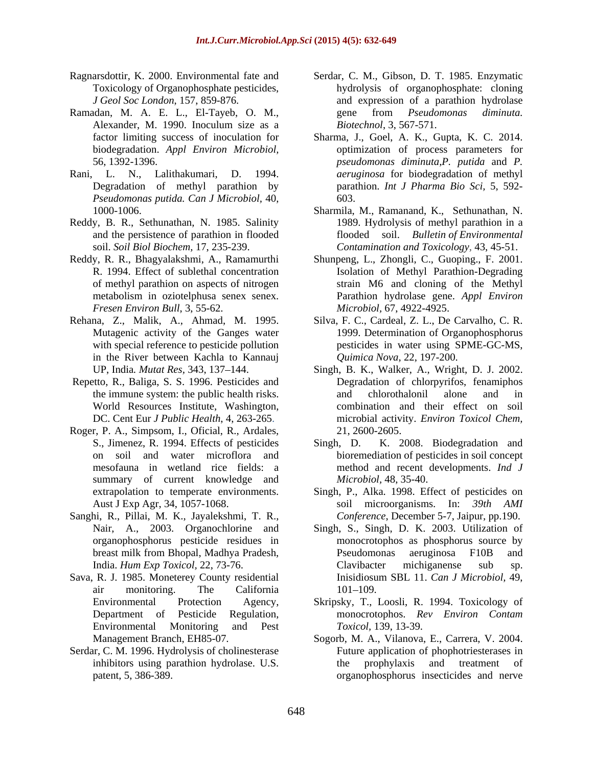Ragnarsdottir, K. 2000. Environmental fate and Toxicology of Organophosphate pesticides, *J Geol Soc London*, 157, 859-876.

Ramadan, M. A. E. L., El-Tayeb, O. M., Alexander, M. 1990. Inoculum size as a factor limiting success of inoculation for biodegradation. *Appl Environ Microbiol*, 56, 1392-1396.

Rani, L. N., Lalithakumari, D. 1994. Degradation of methyl parathion by *Pseudomonas putida. Can J Microbiol*, 40, 1000-1006.

Reddy, B. R., Sethunathan, N. 1985. Salinity and the persistence of parathion in flooded soil. *Soil Biol Biochem*, 17, 235-239.

Reddy, R. R., Bhagyalakshmi, A., Ramamurthi R. 1994. Effect of sublethal concentration of methyl parathion on aspects of nitrogen metabolism in oziotelphusa senex senex. *Fresen Environ Bull*, 3, 55-62.

Rehana, Z., Malik, A., Ahmad, M. 1995. Mutagenic activity of the Ganges water with special reference to pesticide pollution in the River between Kachla to Kannauj UP, India. *Mutat Res*, 343, 137–144.

Repetto, R., Baliga, S. S. 1996. Pesticides and the immune system: the public health risks. World Resources Institute, Washington, DC. Cent Eur *J Public Health*, 4, 263-265.

Roger, P. A., Simpsom, I., Oficial, R., Ardales, S., Jimenez, R. 1994. Effects of pesticides on soil and water microflora and mesofauna in wetland rice fields: a summary of current knowledge and extrapolation to temperate environments. Aust J Exp Agr, 34, 1057-1068.

Sanghi, R., Pillai, M. K., Jayalekshmi, T. R., Nair, A., 2003. Organochlorine and organophosphorus pesticide residues in breast milk from Bhopal, Madhya Pradesh, India. *Hum Exp Toxicol*, 22, 73-76.

Sava, R. J. 1985. Moneterey County residential air monitoring. The California Environmental Protection Agency, Department of Pesticide Regulation, Environmental Monitoring and Pest Management Branch, EH85-07.

Serdar, C. M. 1996. Hydrolysis of cholinesterase inhibitors using parathion hydrolase. U.S. patent, 5, 386-389.

Serdar, C. M., Gibson, D. T. 1985. Enzymatic hydrolysis of organophosphate: cloning and expression of a parathion hydrolase gene from *Pseudomonas diminuta. Biotechnol*, 3, 567-571.

Sharma, J., Goel, A. K., Gupta, K. C. 2014. optimization of process parameters for *pseudomonas diminuta,P. putida* and *P. aeruginosa* for biodegradation of methyl parathion. *Int J Pharma Bio Sci*, 5, 592-603.

Sharmila, M., Ramanand, K., Sethunathan, N. 1989. Hydrolysis of methyl parathion in a flooded soil. *Bulletin of Environmental Contamination and Toxicology*, 43, 45-51.

Shunpeng, L., Zhongli, C., Guoping., F. 2001. Isolation of Methyl Parathion-Degrading strain M6 and cloning of the Methyl Parathion hydrolase gene. *Appl Environ Microbiol*, 67, 4922-4925.

Silva, F. C., Cardeal, Z. L., De Carvalho, C. R. 1999. Determination of Organophosphorus pesticides in water using SPME-GC-MS, *Quimica Nova*, 22, 197-200.

Singh, B. K., Walker, A., Wright, D. J. 2002. Degradation of chlorpyrifos, fenamiphos and chlorothalonil alone and in combination and their effect on soil microbial activity. *Environ Toxicol Chem*, 21, 2600-2605.

Singh, D. K. 2008. Biodegradation and bioremediation of pesticides in soil concept method and recent developments. *Ind J Microbiol*, 48, 35-40.

Singh, P., Alka. 1998. Effect of pesticides on soil microorganisms. In: *39th AMI Conference*, December 5-7, Jaipur, pp.190.

Singh, S., Singh, D. K. 2003. Utilization of monocrotophos as phosphorus source by Pseudomonas aeruginosa F10B and Clavibacter michiganense sub sp. Inisidiosum SBL 11. *Can J Microbiol*, 49, 101–109.

Skripsky, T., Loosli, R. 1994. Toxicology of monocrotophos. *Rev Environ Contam Toxicol*, 139, 13-39.

Sogorb, M. A., Vilanova, E., Carrera, V. 2004. Future application of phophotriesterases in the prophylaxis and treatment of organophosphorus insecticides and nerve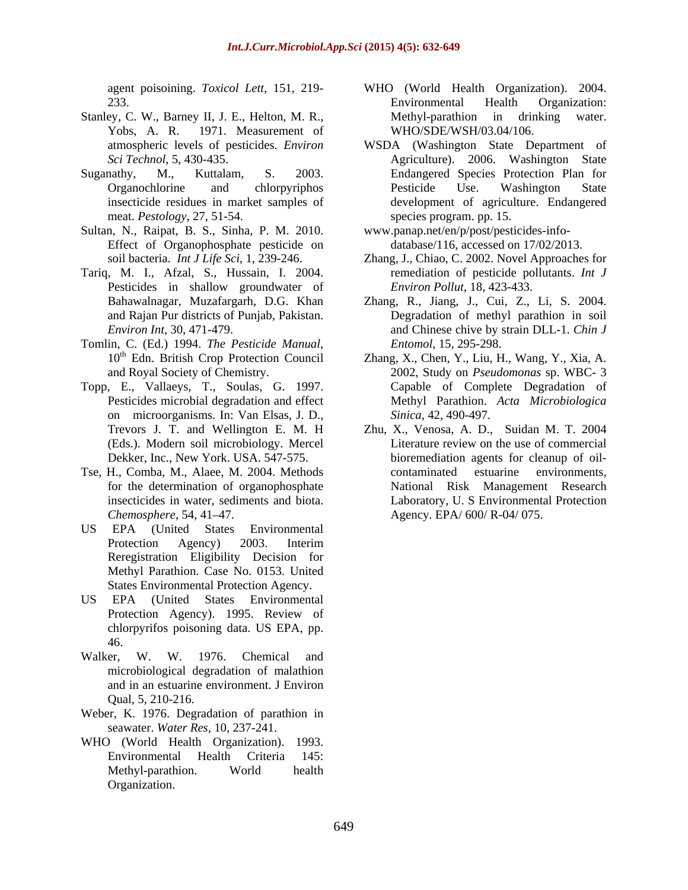agent poisoining. *Toxicol Lett*, 151, 219-233.

Stanley, C. W., Barney II, J. E., Helton, M. R., Yobs, A. R. 1971. Measurement of atmospheric levels of pesticides. *Environ Sci Technol*, 5, 430-435.

Suganathy, M., Kuttalam, S. 2003. Organochlorine and chlorpyriphos insecticide residues in market samples of meat. *Pestology*, 27, 51-54.

Sultan, N., Raipat, B. S., Sinha, P. M. 2010. Effect of Organophosphate pesticide on soil bacteria. *Int J Life Sci*, 1, 239-246.

Tariq, M. I., Afzal, S., Hussain, I. 2004. Pesticides in shallow groundwater of Bahawalnagar, Muzafargarh, D.G. Khan and Rajan Pur districts of Punjab, Pakistan. *Environ Int*, 30, 471-479.

Tomlin, C. (Ed.) 1994. *The Pesticide Manual*, 10th Edn. British Crop Protection Council and Royal Society of Chemistry.

Topp, E., Vallaeys, T., Soulas, G. 1997. Pesticides microbial degradation and effect on microorganisms. In: Van Elsas, J. D., Trevors J. T. and Wellington E. M. H (Eds.). Modern soil microbiology. Mercel Dekker, Inc., New York. USA. 547-575.

Tse, H., Comba, M., Alaee, M. 2004. Methods for the determination of organophosphate insecticides in water, sediments and biota. *Chemosphere*, 54, 41–47.

US EPA (United States Environmental Protection Agency) 2003. Interim Reregistration Eligibility Decision for Methyl Parathion. Case No. 0153. United States Environmental Protection Agency.

US EPA (United States Environmental Protection Agency). 1995. Review of chlorpyrifos poisoning data. US EPA, pp. 46.

Walker, W. W. 1976. Chemical and microbiological degradation of malathion and in an estuarine environment. J Environ Qual, 5, 210-216.

Weber, K. 1976. Degradation of parathion in seawater. *Water Res*, 10, 237-241.

WHO (World Health Organization). 1993. Environmental Health Criteria 145: Methyl-parathion. World health Organization.

WHO (World Health Organization). 2004. Environmental Health Organization: Methyl-parathion in drinking water. WHO/SDE/WSH/03.04/106.

WSDA (Washington State Department of Agriculture). 2006. Washington State Endangered Species Protection Plan for Pesticide Use. Washington State development of agriculture. Endangered species program. pp. 15.

www.panap.net/en/p/post/pesticides-info-database/116, accessed on 17/02/2013.

Zhang, J., Chiao, C. 2002. Novel Approaches for remediation of pesticide pollutants. *Int J Environ Pollut*, 18, 423-433.

Zhang, R., Jiang, J., Cui, Z., Li, S. 2004. Degradation of methyl parathion in soil and Chinese chive by strain DLL-1. *Chin J Entomol*, 15, 295-298.

Zhang, X., Chen, Y., Liu, H., Wang, Y., Xia, A. 2002, Study on *Pseudomonas* sp. WBC- 3 Capable of Complete Degradation of Methyl Parathion. *Acta Microbiologica Sinica*, 42, 490-497.

Zhu, X., Venosa, A. D., Suidan M. T. 2004 Literature review on the use of commercial bioremediation agents for cleanup of oil-contaminated estuarine environments, National Risk Management Research Laboratory, U. S Environmental Protection Agency. EPA/ 600/ R-04/ 075.